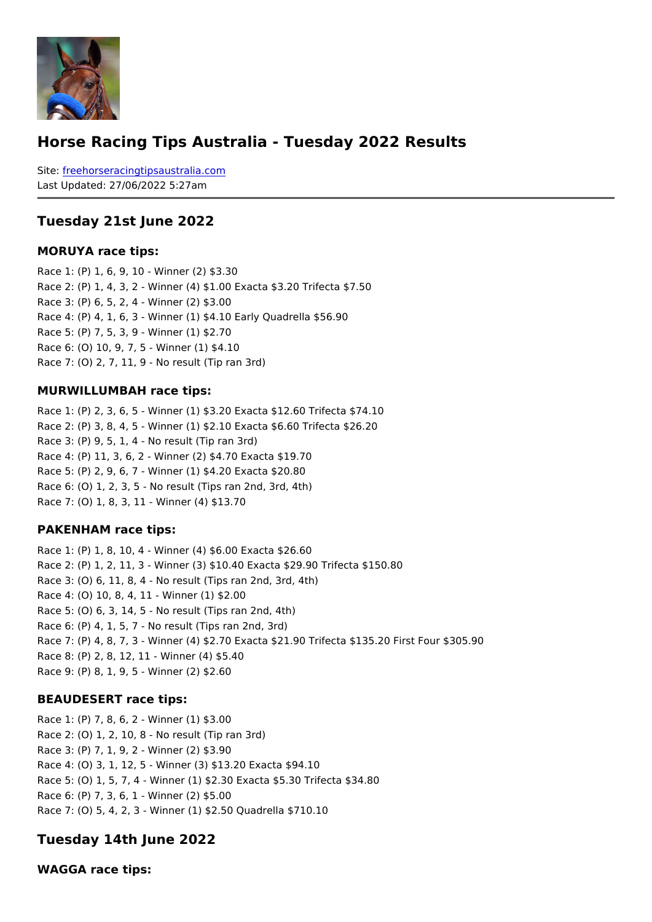# Horse Racing Tips Australia - Tuesday 2022 Results

Site: freehorseracingtipsaustralia.com
Last Updated: 27/06/2022 5:27am

## Tuesday 21st June 2022

### MORUYA race tips:

Race 1: (P) 1, 6, 9, 10 - Winner (2) $3.30
Race 2: (P) 1, 4, 3, 2 - Winner (4) $1.00 Exacta $3.20 Trifecta $7.50
Race 3: (P) 6, 5, 2, 4 - Winner (2) $3.00
Race 4: (P) 4, 1, 6, 3 - Winner (1) $4.10 Early Quadrella $56.90
Race 5: (P) 7, 5, 3, 9 - Winner (1) $2.70
Race 6: (O) 10, 9, 7, 5 - Winner (1) $4.10
Race 7: (O) 2, 7, 11, 9 - No result (Tip ran 3rd)

### MURWILLUMBAH race tips:

Race 1: (P) 2, 3, 6, 5 - Winner (1) $3.20 Exacta $12.60 Trifecta $74.10
Race 2: (P) 3, 8, 4, 5 - Winner (1) $2.10 Exacta $6.60 Trifecta $26.20
Race 3: (P) 9, 5, 1, 4 - No result (Tip ran 3rd)
Race 4: (P) 11, 3, 6, 2 - Winner (2) $4.70 Exacta $19.70
Race 5: (P) 2, 9, 6, 7 - Winner (1) $4.20 Exacta $20.80
Race 6: (O) 1, 2, 3, 5 - No result (Tips ran 2nd, 3rd, 4th)
Race 7: (O) 1, 8, 3, 11 - Winner (4) $13.70

### PAKENHAM race tips:

Race 1: (P) 1, 8, 10, 4 - Winner (4) $6.00 Exacta $26.60
Race 2: (P) 1, 2, 11, 3 - Winner (3) $10.40 Exacta $29.90 Trifecta $150.80
Race 3: (O) 6, 11, 8, 4 - No result (Tips ran 2nd, 3rd, 4th)
Race 4: (O) 10, 8, 4, 11 - Winner (1) $2.00
Race 5: (O) 6, 3, 14, 5 - No result (Tips ran 2nd, 4th)
Race 6: (P) 4, 1, 5, 7 - No result (Tips ran 2nd, 3rd)
Race 7: (P) 4, 8, 7, 3 - Winner (4) $2.70 Exacta $21.90 Trifecta $135.20 First Four $305.90
Race 8: (P) 2, 8, 12, 11 - Winner (4) $5.40
Race 9: (P) 8, 1, 9, 5 - Winner (2) $2.60

### BEAUDESERT race tips:

Race 1: (P) 7, 8, 6, 2 - Winner (1) $3.00
Race 2: (O) 1, 2, 10, 8 - No result (Tip ran 3rd)
Race 3: (P) 7, 1, 9, 2 - Winner (2) $3.90
Race 4: (O) 3, 1, 12, 5 - Winner (3) $13.20 Exacta $94.10
Race 5: (O) 1, 5, 7, 4 - Winner (1) $2.30 Exacta $5.30 Trifecta $34.80
Race 6: (P) 7, 3, 6, 1 - Winner (2) $5.00
Race 7: (O) 5, 4, 2, 3 - Winner (1) $2.50 Quadrella $710.10

## Tuesday 14th June 2022

### WAGGA race tips: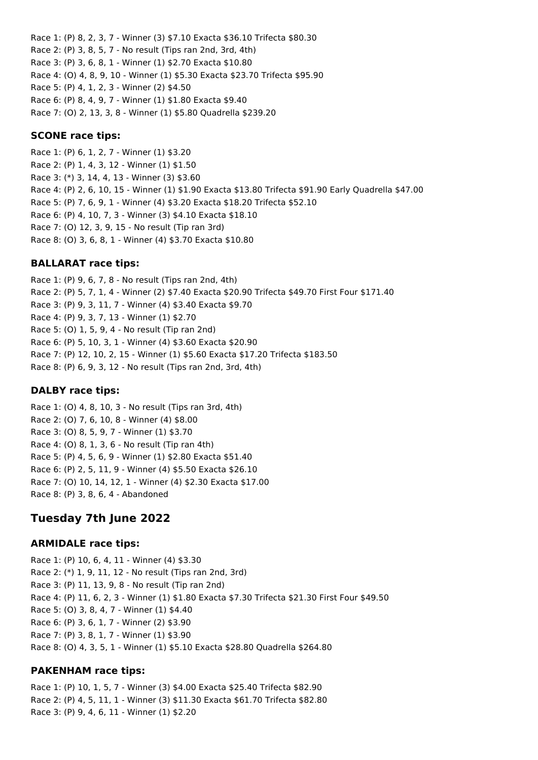Race 1: (P) 8, 2, 3, 7 - Winner (3) $7.10 Exacta $36.10 Trifecta $80.30
Race 2: (P) 3, 8, 5, 7 - No result (Tips ran 2nd, 3rd, 4th)
Race 3: (P) 3, 6, 8, 1 - Winner (1) $2.70 Exacta $10.80
Race 4: (O) 4, 8, 9, 10 - Winner (1) $5.30 Exacta $23.70 Trifecta $95.90
Race 5: (P) 4, 1, 2, 3 - Winner (2) $4.50
Race 6: (P) 8, 4, 9, 7 - Winner (1) $1.80 Exacta $9.40
Race 7: (O) 2, 13, 3, 8 - Winner (1) $5.80 Quadrella $239.20

### SCONE race tips:

Race 1: (P) 6, 1, 2, 7 - Winner (1) $3.20
Race 2: (P) 1, 4, 3, 12 - Winner (1) $1.50
Race 3: (*) 3, 14, 4, 13 - Winner (3) $3.60
Race 4: (P) 2, 6, 10, 15 - Winner (1) $1.90 Exacta $13.80 Trifecta $91.90 Early Quadrella $47.00
Race 5: (P) 7, 6, 9, 1 - Winner (4) $3.20 Exacta $18.20 Trifecta $52.10
Race 6: (P) 4, 10, 7, 3 - Winner (3) $4.10 Exacta $18.10
Race 7: (O) 12, 3, 9, 15 - No result (Tip ran 3rd)
Race 8: (O) 3, 6, 8, 1 - Winner (4) $3.70 Exacta $10.80

### BALLARAT race tips:

Race 1: (P) 9, 6, 7, 8 - No result (Tips ran 2nd, 4th)
Race 2: (P) 5, 7, 1, 4 - Winner (2) $7.40 Exacta $20.90 Trifecta $49.70 First Four $171.40
Race 3: (P) 9, 3, 11, 7 - Winner (4) $3.40 Exacta $9.70
Race 4: (P) 9, 3, 7, 13 - Winner (1) $2.70
Race 5: (O) 1, 5, 9, 4 - No result (Tip ran 2nd)
Race 6: (P) 5, 10, 3, 1 - Winner (4) $3.60 Exacta $20.90
Race 7: (P) 12, 10, 2, 15 - Winner (1) $5.60 Exacta $17.20 Trifecta $183.50
Race 8: (P) 6, 9, 3, 12 - No result (Tips ran 2nd, 3rd, 4th)

### DALBY race tips:

Race 1: (O) 4, 8, 10, 3 - No result (Tips ran 3rd, 4th)
Race 2: (O) 7, 6, 10, 8 - Winner (4) $8.00
Race 3: (O) 8, 5, 9, 7 - Winner (1) $3.70
Race 4: (O) 8, 1, 3, 6 - No result (Tip ran 4th)
Race 5: (P) 4, 5, 6, 9 - Winner (1) $2.80 Exacta $51.40
Race 6: (P) 2, 5, 11, 9 - Winner (4) $5.50 Exacta $26.10
Race 7: (O) 10, 14, 12, 1 - Winner (4) $2.30 Exacta $17.00
Race 8: (P) 3, 8, 6, 4 - Abandoned

## Tuesday 7th June 2022

### ARMIDALE race tips:

Race 1: (P) 10, 6, 4, 11 - Winner (4) $3.30
Race 2: (*) 1, 9, 11, 12 - No result (Tips ran 2nd, 3rd)
Race 3: (P) 11, 13, 9, 8 - No result (Tip ran 2nd)
Race 4: (P) 11, 6, 2, 3 - Winner (1) $1.80 Exacta $7.30 Trifecta $21.30 First Four $49.50
Race 5: (O) 3, 8, 4, 7 - Winner (1) $4.40
Race 6: (P) 3, 6, 1, 7 - Winner (2) $3.90
Race 7: (P) 3, 8, 1, 7 - Winner (1) $3.90
Race 8: (O) 4, 3, 5, 1 - Winner (1) $5.10 Exacta $28.80 Quadrella $264.80

### PAKENHAM race tips:

Race 1: (P) 10, 1, 5, 7 - Winner (3) $4.00 Exacta $25.40 Trifecta $82.90
Race 2: (P) 4, 5, 11, 1 - Winner (3) $11.30 Exacta $61.70 Trifecta $82.80
Race 3: (P) 9, 4, 6, 11 - Winner (1) $2.20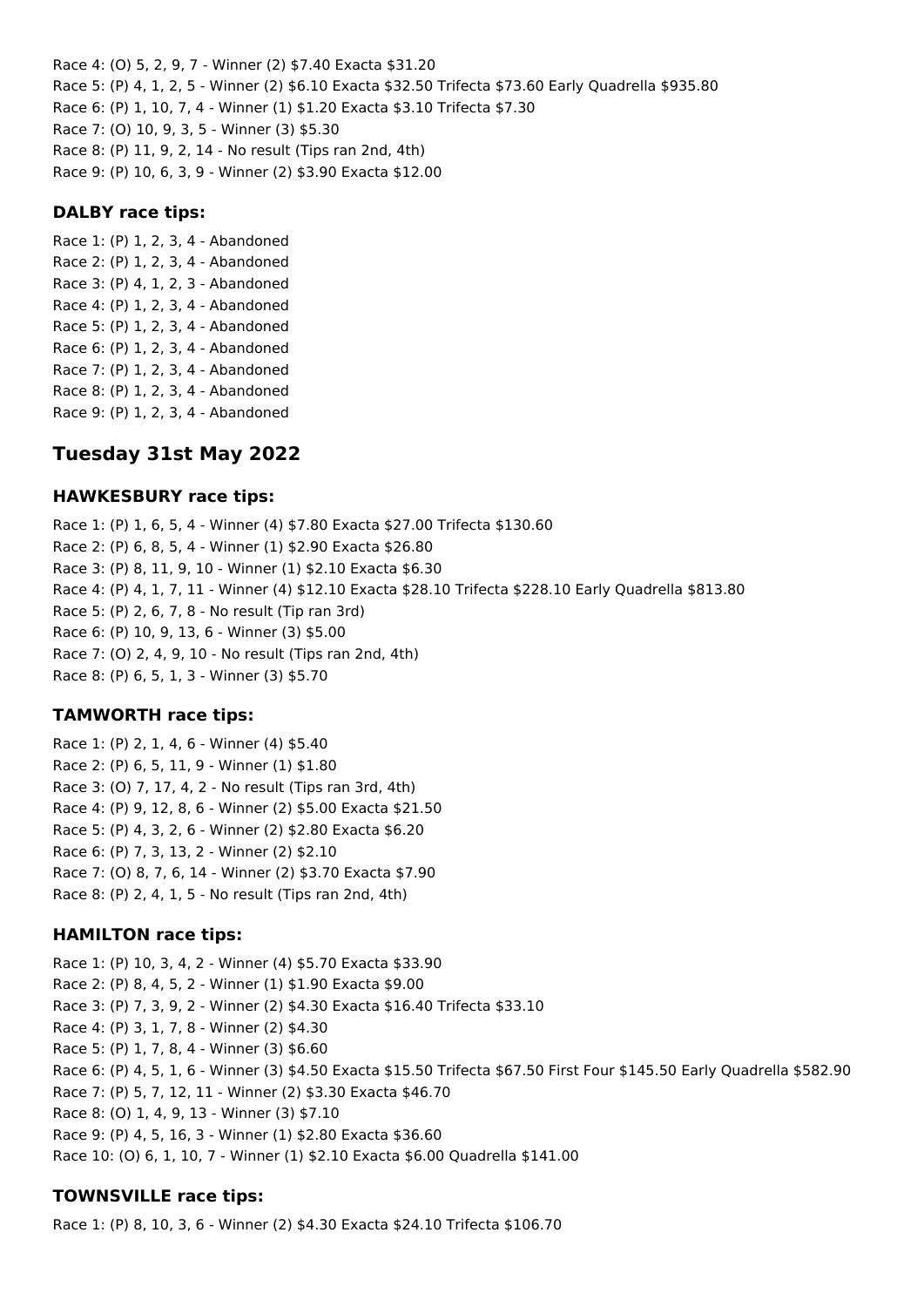Race 4: (O) 5, 2, 9, 7 - Winner (2) $7.40 Exacta $31.20
Race 5: (P) 4, 1, 2, 5 - Winner (2) $6.10 Exacta $32.50 Trifecta $73.60 Early Quadrella $935.80
Race 6: (P) 1, 10, 7, 4 - Winner (1) $1.20 Exacta $3.10 Trifecta $7.30
Race 7: (O) 10, 9, 3, 5 - Winner (3) $5.30
Race 8: (P) 11, 9, 2, 14 - No result (Tips ran 2nd, 4th)
Race 9: (P) 10, 6, 3, 9 - Winner (2) $3.90 Exacta $12.00

### DALBY race tips:

Race 1: (P) 1, 2, 3, 4 - Abandoned
Race 2: (P) 1, 2, 3, 4 - Abandoned
Race 3: (P) 4, 1, 2, 3 - Abandoned
Race 4: (P) 1, 2, 3, 4 - Abandoned
Race 5: (P) 1, 2, 3, 4 - Abandoned
Race 6: (P) 1, 2, 3, 4 - Abandoned
Race 7: (P) 1, 2, 3, 4 - Abandoned
Race 8: (P) 1, 2, 3, 4 - Abandoned
Race 9: (P) 1, 2, 3, 4 - Abandoned

## Tuesday 31st May 2022

### HAWKESBURY race tips:

Race 1: (P) 1, 6, 5, 4 - Winner (4) $7.80 Exacta $27.00 Trifecta $130.60
Race 2: (P) 6, 8, 5, 4 - Winner (1) $2.90 Exacta $26.80
Race 3: (P) 8, 11, 9, 10 - Winner (1) $2.10 Exacta $6.30
Race 4: (P) 4, 1, 7, 11 - Winner (4) $12.10 Exacta $28.10 Trifecta $228.10 Early Quadrella $813.80
Race 5: (P) 2, 6, 7, 8 - No result (Tip ran 3rd)
Race 6: (P) 10, 9, 13, 6 - Winner (3) $5.00
Race 7: (O) 2, 4, 9, 10 - No result (Tips ran 2nd, 4th)
Race 8: (P) 6, 5, 1, 3 - Winner (3) $5.70

### TAMWORTH race tips:

Race 1: (P) 2, 1, 4, 6 - Winner (4) $5.40
Race 2: (P) 6, 5, 11, 9 - Winner (1) $1.80
Race 3: (O) 7, 17, 4, 2 - No result (Tips ran 3rd, 4th)
Race 4: (P) 9, 12, 8, 6 - Winner (2) $5.00 Exacta $21.50
Race 5: (P) 4, 3, 2, 6 - Winner (2) $2.80 Exacta $6.20
Race 6: (P) 7, 3, 13, 2 - Winner (2) $2.10
Race 7: (O) 8, 7, 6, 14 - Winner (2) $3.70 Exacta $7.90
Race 8: (P) 2, 4, 1, 5 - No result (Tips ran 2nd, 4th)

### HAMILTON race tips:

Race 1: (P) 10, 3, 4, 2 - Winner (4) $5.70 Exacta $33.90
Race 2: (P) 8, 4, 5, 2 - Winner (1) $1.90 Exacta $9.00
Race 3: (P) 7, 3, 9, 2 - Winner (2) $4.30 Exacta $16.40 Trifecta $33.10
Race 4: (P) 3, 1, 7, 8 - Winner (2) $4.30
Race 5: (P) 1, 7, 8, 4 - Winner (3) $6.60
Race 6: (P) 4, 5, 1, 6 - Winner (3) $4.50 Exacta $15.50 Trifecta $67.50 First Four $145.50 Early Quadrella $582.90
Race 7: (P) 5, 7, 12, 11 - Winner (2) $3.30 Exacta $46.70
Race 8: (O) 1, 4, 9, 13 - Winner (3) $7.10
Race 9: (P) 4, 5, 16, 3 - Winner (1) $2.80 Exacta $36.60
Race 10: (O) 6, 1, 10, 7 - Winner (1) $2.10 Exacta $6.00 Quadrella $141.00

### TOWNSVILLE race tips:

Race 1: (P) 8, 10, 3, 6 - Winner (2) $4.30 Exacta $24.10 Trifecta $106.70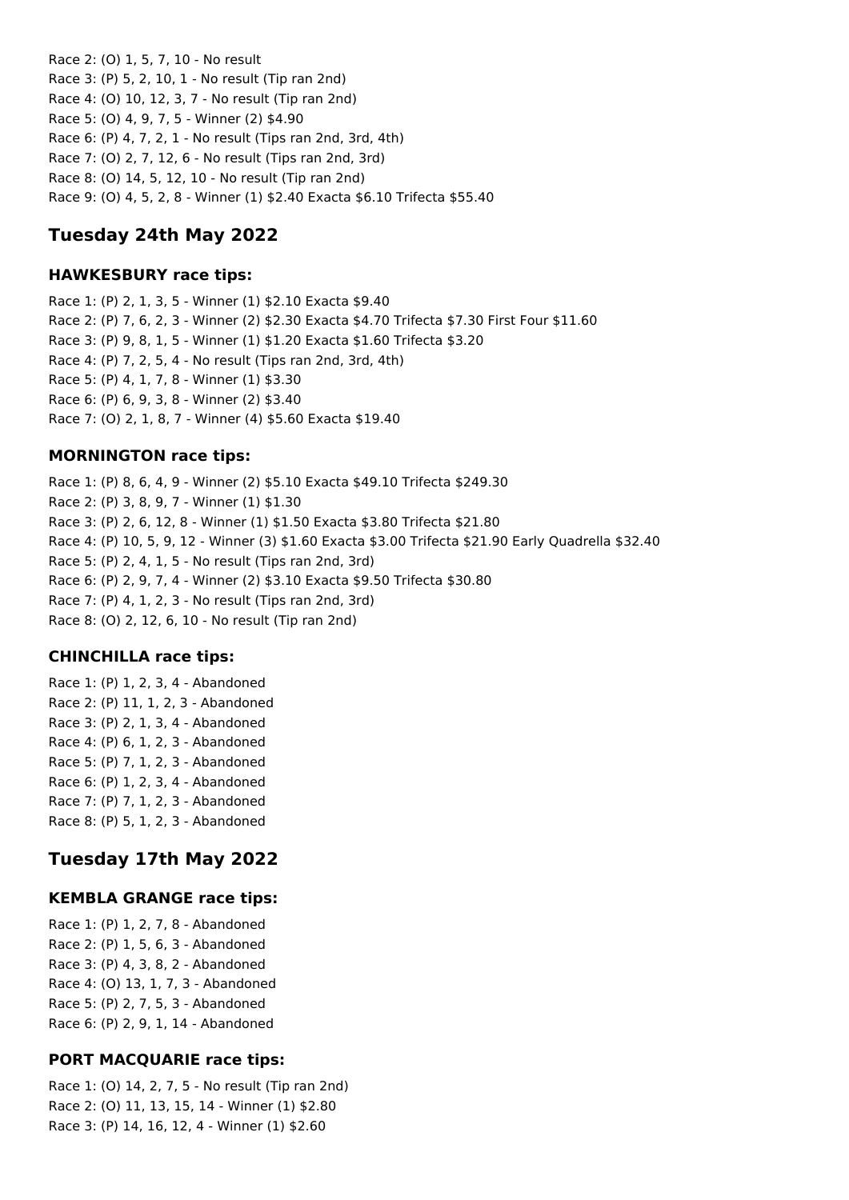Race 2: (O) 1, 5, 7, 10 - No result
Race 3: (P) 5, 2, 10, 1 - No result (Tip ran 2nd)
Race 4: (O) 10, 12, 3, 7 - No result (Tip ran 2nd)
Race 5: (O) 4, 9, 7, 5 - Winner (2) $4.90
Race 6: (P) 4, 7, 2, 1 - No result (Tips ran 2nd, 3rd, 4th)
Race 7: (O) 2, 7, 12, 6 - No result (Tips ran 2nd, 3rd)
Race 8: (O) 14, 5, 12, 10 - No result (Tip ran 2nd)
Race 9: (O) 4, 5, 2, 8 - Winner (1) $2.40 Exacta $6.10 Trifecta $55.40

## Tuesday 24th May 2022

### HAWKESBURY race tips:

Race 1: (P) 2, 1, 3, 5 - Winner (1) $2.10 Exacta $9.40
Race 2: (P) 7, 6, 2, 3 - Winner (2) $2.30 Exacta $4.70 Trifecta $7.30 First Four $11.60
Race 3: (P) 9, 8, 1, 5 - Winner (1) $1.20 Exacta $1.60 Trifecta $3.20
Race 4: (P) 7, 2, 5, 4 - No result (Tips ran 2nd, 3rd, 4th)
Race 5: (P) 4, 1, 7, 8 - Winner (1) $3.30
Race 6: (P) 6, 9, 3, 8 - Winner (2) $3.40
Race 7: (O) 2, 1, 8, 7 - Winner (4) $5.60 Exacta $19.40

### MORNINGTON race tips:

Race 1: (P) 8, 6, 4, 9 - Winner (2) $5.10 Exacta $49.10 Trifecta $249.30
Race 2: (P) 3, 8, 9, 7 - Winner (1) $1.30
Race 3: (P) 2, 6, 12, 8 - Winner (1) $1.50 Exacta $3.80 Trifecta $21.80
Race 4: (P) 10, 5, 9, 12 - Winner (3) $1.60 Exacta $3.00 Trifecta $21.90 Early Quadrella $32.40
Race 5: (P) 2, 4, 1, 5 - No result (Tips ran 2nd, 3rd)
Race 6: (P) 2, 9, 7, 4 - Winner (2) $3.10 Exacta $9.50 Trifecta $30.80
Race 7: (P) 4, 1, 2, 3 - No result (Tips ran 2nd, 3rd)
Race 8: (O) 2, 12, 6, 10 - No result (Tip ran 2nd)

### CHINCHILLA race tips:

Race 1: (P) 1, 2, 3, 4 - Abandoned
Race 2: (P) 11, 1, 2, 3 - Abandoned
Race 3: (P) 2, 1, 3, 4 - Abandoned
Race 4: (P) 6, 1, 2, 3 - Abandoned
Race 5: (P) 7, 1, 2, 3 - Abandoned
Race 6: (P) 1, 2, 3, 4 - Abandoned
Race 7: (P) 7, 1, 2, 3 - Abandoned
Race 8: (P) 5, 1, 2, 3 - Abandoned

## Tuesday 17th May 2022

### KEMBLA GRANGE race tips:

Race 1: (P) 1, 2, 7, 8 - Abandoned
Race 2: (P) 1, 5, 6, 3 - Abandoned
Race 3: (P) 4, 3, 8, 2 - Abandoned
Race 4: (O) 13, 1, 7, 3 - Abandoned
Race 5: (P) 2, 7, 5, 3 - Abandoned
Race 6: (P) 2, 9, 1, 14 - Abandoned

### PORT MACQUARIE race tips:

Race 1: (O) 14, 2, 7, 5 - No result (Tip ran 2nd)
Race 2: (O) 11, 13, 15, 14 - Winner (1) $2.80
Race 3: (P) 14, 16, 12, 4 - Winner (1) $2.60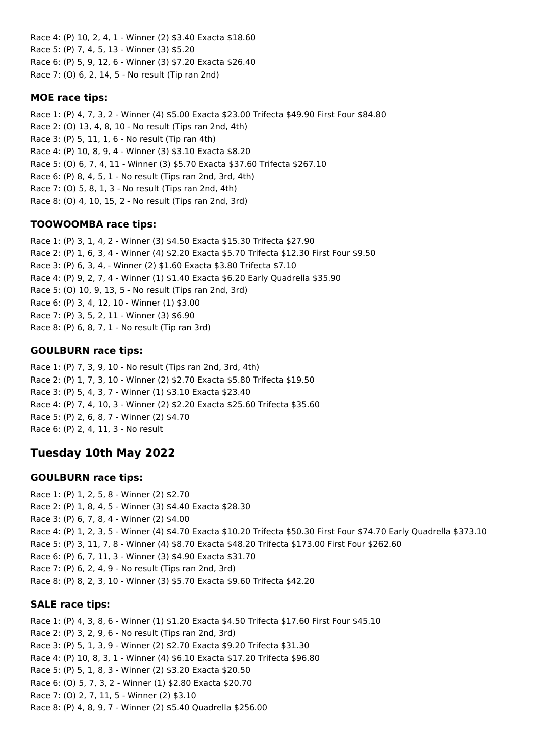Race 4: (P) 10, 2, 4, 1 - Winner (2) $3.40 Exacta $18.60
Race 5: (P) 7, 4, 5, 13 - Winner (3) $5.20
Race 6: (P) 5, 9, 12, 6 - Winner (3) $7.20 Exacta $26.40
Race 7: (O) 6, 2, 14, 5 - No result (Tip ran 2nd)

### MOE race tips:

Race 1: (P) 4, 7, 3, 2 - Winner (4) $5.00 Exacta $23.00 Trifecta $49.90 First Four $84.80
Race 2: (O) 13, 4, 8, 10 - No result (Tips ran 2nd, 4th)
Race 3: (P) 5, 11, 1, 6 - No result (Tip ran 4th)
Race 4: (P) 10, 8, 9, 4 - Winner (3) $3.10 Exacta $8.20
Race 5: (O) 6, 7, 4, 11 - Winner (3) $5.70 Exacta $37.60 Trifecta $267.10
Race 6: (P) 8, 4, 5, 1 - No result (Tips ran 2nd, 3rd, 4th)
Race 7: (O) 5, 8, 1, 3 - No result (Tips ran 2nd, 4th)
Race 8: (O) 4, 10, 15, 2 - No result (Tips ran 2nd, 3rd)

### TOOWOOMBA race tips:

Race 1: (P) 3, 1, 4, 2 - Winner (3) $4.50 Exacta $15.30 Trifecta $27.90
Race 2: (P) 1, 6, 3, 4 - Winner (4) $2.20 Exacta $5.70 Trifecta $12.30 First Four $9.50
Race 3: (P) 6, 3, 4, - Winner (2) $1.60 Exacta $3.80 Trifecta $7.10
Race 4: (P) 9, 2, 7, 4 - Winner (1) $1.40 Exacta $6.20 Early Quadrella $35.90
Race 5: (O) 10, 9, 13, 5 - No result (Tips ran 2nd, 3rd)
Race 6: (P) 3, 4, 12, 10 - Winner (1) $3.00
Race 7: (P) 3, 5, 2, 11 - Winner (3) $6.90
Race 8: (P) 6, 8, 7, 1 - No result (Tip ran 3rd)

### GOULBURN race tips:

Race 1: (P) 7, 3, 9, 10 - No result (Tips ran 2nd, 3rd, 4th)
Race 2: (P) 1, 7, 3, 10 - Winner (2) $2.70 Exacta $5.80 Trifecta $19.50
Race 3: (P) 5, 4, 3, 7 - Winner (1) $3.10 Exacta $23.40
Race 4: (P) 7, 4, 10, 3 - Winner (2) $2.20 Exacta $25.60 Trifecta $35.60
Race 5: (P) 2, 6, 8, 7 - Winner (2) $4.70
Race 6: (P) 2, 4, 11, 3 - No result

## Tuesday 10th May 2022

### GOULBURN race tips:

Race 1: (P) 1, 2, 5, 8 - Winner (2) $2.70
Race 2: (P) 1, 8, 4, 5 - Winner (3) $4.40 Exacta $28.30
Race 3: (P) 6, 7, 8, 4 - Winner (2) $4.00
Race 4: (P) 1, 2, 3, 5 - Winner (4) $4.70 Exacta $10.20 Trifecta $50.30 First Four $74.70 Early Quadrella $373.10
Race 5: (P) 3, 11, 7, 8 - Winner (4) $8.70 Exacta $48.20 Trifecta $173.00 First Four $262.60
Race 6: (P) 6, 7, 11, 3 - Winner (3) $4.90 Exacta $31.70
Race 7: (P) 6, 2, 4, 9 - No result (Tips ran 2nd, 3rd)
Race 8: (P) 8, 2, 3, 10 - Winner (3) $5.70 Exacta $9.60 Trifecta $42.20

### SALE race tips:

Race 1: (P) 4, 3, 8, 6 - Winner (1) $1.20 Exacta $4.50 Trifecta $17.60 First Four $45.10
Race 2: (P) 3, 2, 9, 6 - No result (Tips ran 2nd, 3rd)
Race 3: (P) 5, 1, 3, 9 - Winner (2) $2.70 Exacta $9.20 Trifecta $31.30
Race 4: (P) 10, 8, 3, 1 - Winner (4) $6.10 Exacta $17.20 Trifecta $96.80
Race 5: (P) 5, 1, 8, 3 - Winner (2) $3.20 Exacta $20.50
Race 6: (O) 5, 7, 3, 2 - Winner (1) $2.80 Exacta $20.70
Race 7: (O) 2, 7, 11, 5 - Winner (2) $3.10
Race 8: (P) 4, 8, 9, 7 - Winner (2) $5.40 Quadrella $256.00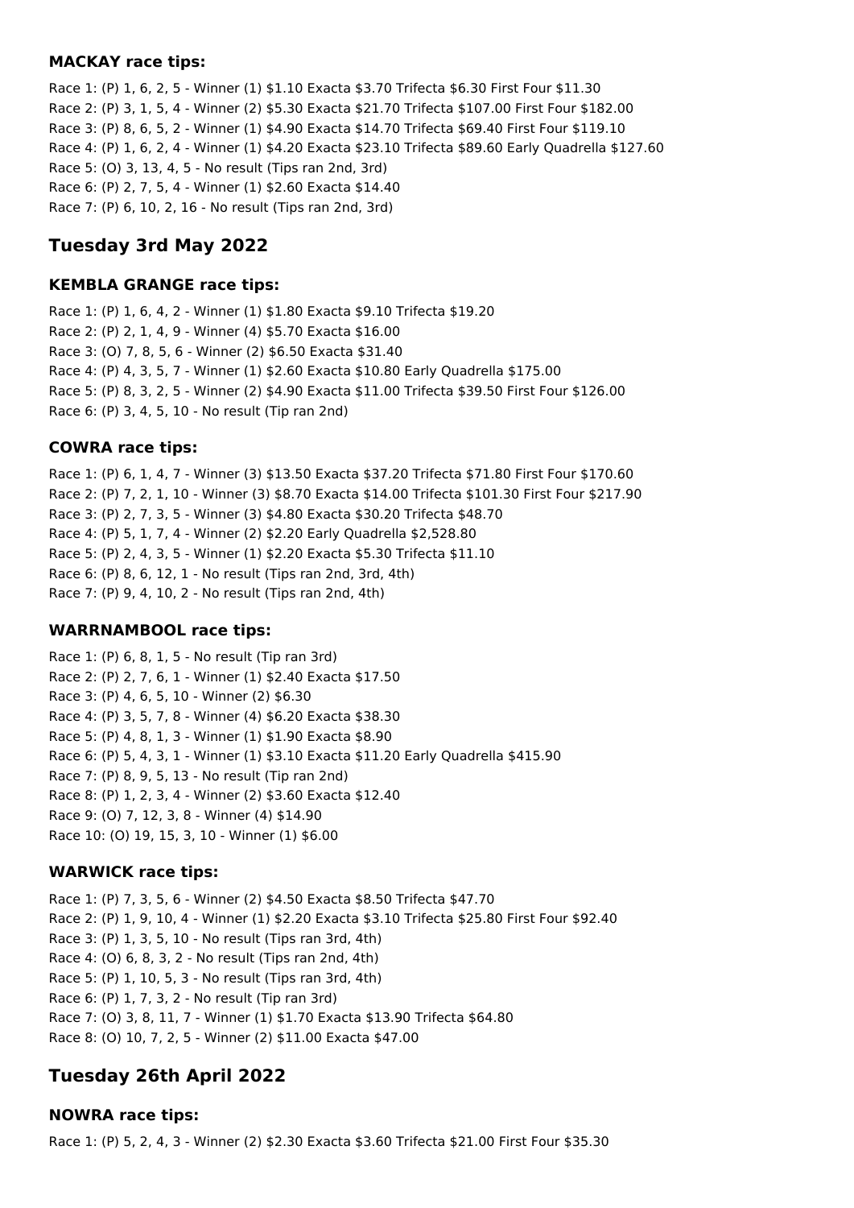### MACKAY race tips:

Race 1: (P) 1, 6, 2, 5 - Winner (1) $1.10 Exacta $3.70 Trifecta $6.30 First Four $11.30
Race 2: (P) 3, 1, 5, 4 - Winner (2) $5.30 Exacta $21.70 Trifecta $107.00 First Four $182.00
Race 3: (P) 8, 6, 5, 2 - Winner (1) $4.90 Exacta $14.70 Trifecta $69.40 First Four $119.10
Race 4: (P) 1, 6, 2, 4 - Winner (1) $4.20 Exacta $23.10 Trifecta $89.60 Early Quadrella $127.60
Race 5: (O) 3, 13, 4, 5 - No result (Tips ran 2nd, 3rd)
Race 6: (P) 2, 7, 5, 4 - Winner (1) $2.60 Exacta $14.40
Race 7: (P) 6, 10, 2, 16 - No result (Tips ran 2nd, 3rd)

## Tuesday 3rd May 2022

### KEMBLA GRANGE race tips:

Race 1: (P) 1, 6, 4, 2 - Winner (1) $1.80 Exacta $9.10 Trifecta $19.20
Race 2: (P) 2, 1, 4, 9 - Winner (4) $5.70 Exacta $16.00
Race 3: (O) 7, 8, 5, 6 - Winner (2) $6.50 Exacta $31.40
Race 4: (P) 4, 3, 5, 7 - Winner (1) $2.60 Exacta $10.80 Early Quadrella $175.00
Race 5: (P) 8, 3, 2, 5 - Winner (2) $4.90 Exacta $11.00 Trifecta $39.50 First Four $126.00
Race 6: (P) 3, 4, 5, 10 - No result (Tip ran 2nd)

### COWRA race tips:

Race 1: (P) 6, 1, 4, 7 - Winner (3) $13.50 Exacta $37.20 Trifecta $71.80 First Four $170.60
Race 2: (P) 7, 2, 1, 10 - Winner (3) $8.70 Exacta $14.00 Trifecta $101.30 First Four $217.90
Race 3: (P) 2, 7, 3, 5 - Winner (3) $4.80 Exacta $30.20 Trifecta $48.70
Race 4: (P) 5, 1, 7, 4 - Winner (2) $2.20 Early Quadrella $2,528.80
Race 5: (P) 2, 4, 3, 5 - Winner (1) $2.20 Exacta $5.30 Trifecta $11.10
Race 6: (P) 8, 6, 12, 1 - No result (Tips ran 2nd, 3rd, 4th)
Race 7: (P) 9, 4, 10, 2 - No result (Tips ran 2nd, 4th)

### WARRNAMBOOL race tips:

Race 1: (P) 6, 8, 1, 5 - No result (Tip ran 3rd)
Race 2: (P) 2, 7, 6, 1 - Winner (1) $2.40 Exacta $17.50
Race 3: (P) 4, 6, 5, 10 - Winner (2) $6.30
Race 4: (P) 3, 5, 7, 8 - Winner (4) $6.20 Exacta $38.30
Race 5: (P) 4, 8, 1, 3 - Winner (1) $1.90 Exacta $8.90
Race 6: (P) 5, 4, 3, 1 - Winner (1) $3.10 Exacta $11.20 Early Quadrella $415.90
Race 7: (P) 8, 9, 5, 13 - No result (Tip ran 2nd)
Race 8: (P) 1, 2, 3, 4 - Winner (2) $3.60 Exacta $12.40
Race 9: (O) 7, 12, 3, 8 - Winner (4) $14.90
Race 10: (O) 19, 15, 3, 10 - Winner (1) $6.00

### WARWICK race tips:

Race 1: (P) 7, 3, 5, 6 - Winner (2) $4.50 Exacta $8.50 Trifecta $47.70
Race 2: (P) 1, 9, 10, 4 - Winner (1) $2.20 Exacta $3.10 Trifecta $25.80 First Four $92.40
Race 3: (P) 1, 3, 5, 10 - No result (Tips ran 3rd, 4th)
Race 4: (O) 6, 8, 3, 2 - No result (Tips ran 2nd, 4th)
Race 5: (P) 1, 10, 5, 3 - No result (Tips ran 3rd, 4th)
Race 6: (P) 1, 7, 3, 2 - No result (Tip ran 3rd)
Race 7: (O) 3, 8, 11, 7 - Winner (1) $1.70 Exacta $13.90 Trifecta $64.80
Race 8: (O) 10, 7, 2, 5 - Winner (2) $11.00 Exacta $47.00

## Tuesday 26th April 2022

### NOWRA race tips:

Race 1: (P) 5, 2, 4, 3 - Winner (2) $2.30 Exacta $3.60 Trifecta $21.00 First Four $35.30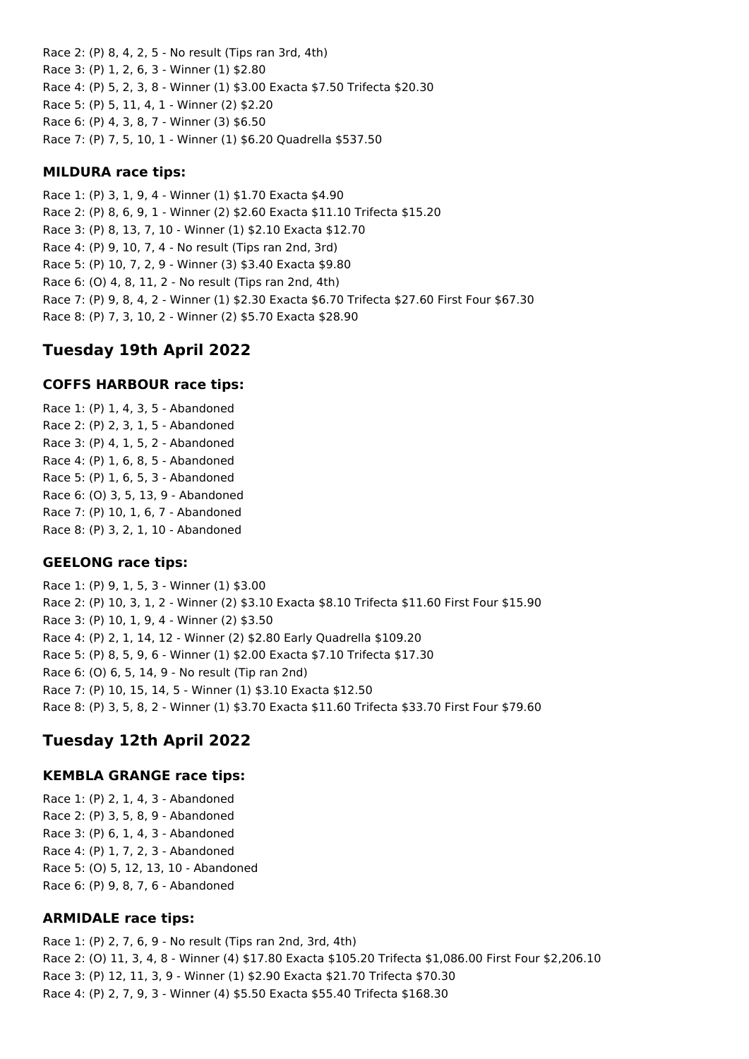Race 2: (P) 8, 4, 2, 5 - No result (Tips ran 3rd, 4th)
Race 3: (P) 1, 2, 6, 3 - Winner (1) $2.80
Race 4: (P) 5, 2, 3, 8 - Winner (1) $3.00 Exacta $7.50 Trifecta $20.30
Race 5: (P) 5, 11, 4, 1 - Winner (2) $2.20
Race 6: (P) 4, 3, 8, 7 - Winner (3) $6.50
Race 7: (P) 7, 5, 10, 1 - Winner (1) $6.20 Quadrella $537.50

### MILDURA race tips:

Race 1: (P) 3, 1, 9, 4 - Winner (1) $1.70 Exacta $4.90
Race 2: (P) 8, 6, 9, 1 - Winner (2) $2.60 Exacta $11.10 Trifecta $15.20
Race 3: (P) 8, 13, 7, 10 - Winner (1) $2.10 Exacta $12.70
Race 4: (P) 9, 10, 7, 4 - No result (Tips ran 2nd, 3rd)
Race 5: (P) 10, 7, 2, 9 - Winner (3) $3.40 Exacta $9.80
Race 6: (O) 4, 8, 11, 2 - No result (Tips ran 2nd, 4th)
Race 7: (P) 9, 8, 4, 2 - Winner (1) $2.30 Exacta $6.70 Trifecta $27.60 First Four $67.30
Race 8: (P) 7, 3, 10, 2 - Winner (2) $5.70 Exacta $28.90

## Tuesday 19th April 2022

### COFFS HARBOUR race tips:

Race 1: (P) 1, 4, 3, 5 - Abandoned
Race 2: (P) 2, 3, 1, 5 - Abandoned
Race 3: (P) 4, 1, 5, 2 - Abandoned
Race 4: (P) 1, 6, 8, 5 - Abandoned
Race 5: (P) 1, 6, 5, 3 - Abandoned
Race 6: (O) 3, 5, 13, 9 - Abandoned
Race 7: (P) 10, 1, 6, 7 - Abandoned
Race 8: (P) 3, 2, 1, 10 - Abandoned

### GEELONG race tips:

Race 1: (P) 9, 1, 5, 3 - Winner (1) $3.00
Race 2: (P) 10, 3, 1, 2 - Winner (2) $3.10 Exacta $8.10 Trifecta $11.60 First Four $15.90
Race 3: (P) 10, 1, 9, 4 - Winner (2) $3.50
Race 4: (P) 2, 1, 14, 12 - Winner (2) $2.80 Early Quadrella $109.20
Race 5: (P) 8, 5, 9, 6 - Winner (1) $2.00 Exacta $7.10 Trifecta $17.30
Race 6: (O) 6, 5, 14, 9 - No result (Tip ran 2nd)
Race 7: (P) 10, 15, 14, 5 - Winner (1) $3.10 Exacta $12.50
Race 8: (P) 3, 5, 8, 2 - Winner (1) $3.70 Exacta $11.60 Trifecta $33.70 First Four $79.60

## Tuesday 12th April 2022

### KEMBLA GRANGE race tips:

Race 1: (P) 2, 1, 4, 3 - Abandoned
Race 2: (P) 3, 5, 8, 9 - Abandoned
Race 3: (P) 6, 1, 4, 3 - Abandoned
Race 4: (P) 1, 7, 2, 3 - Abandoned
Race 5: (O) 5, 12, 13, 10 - Abandoned
Race 6: (P) 9, 8, 7, 6 - Abandoned

### ARMIDALE race tips:

Race 1: (P) 2, 7, 6, 9 - No result (Tips ran 2nd, 3rd, 4th)
Race 2: (O) 11, 3, 4, 8 - Winner (4) $17.80 Exacta $105.20 Trifecta $1,086.00 First Four $2,206.10
Race 3: (P) 12, 11, 3, 9 - Winner (1) $2.90 Exacta $21.70 Trifecta $70.30
Race 4: (P) 2, 7, 9, 3 - Winner (4) $5.50 Exacta $55.40 Trifecta $168.30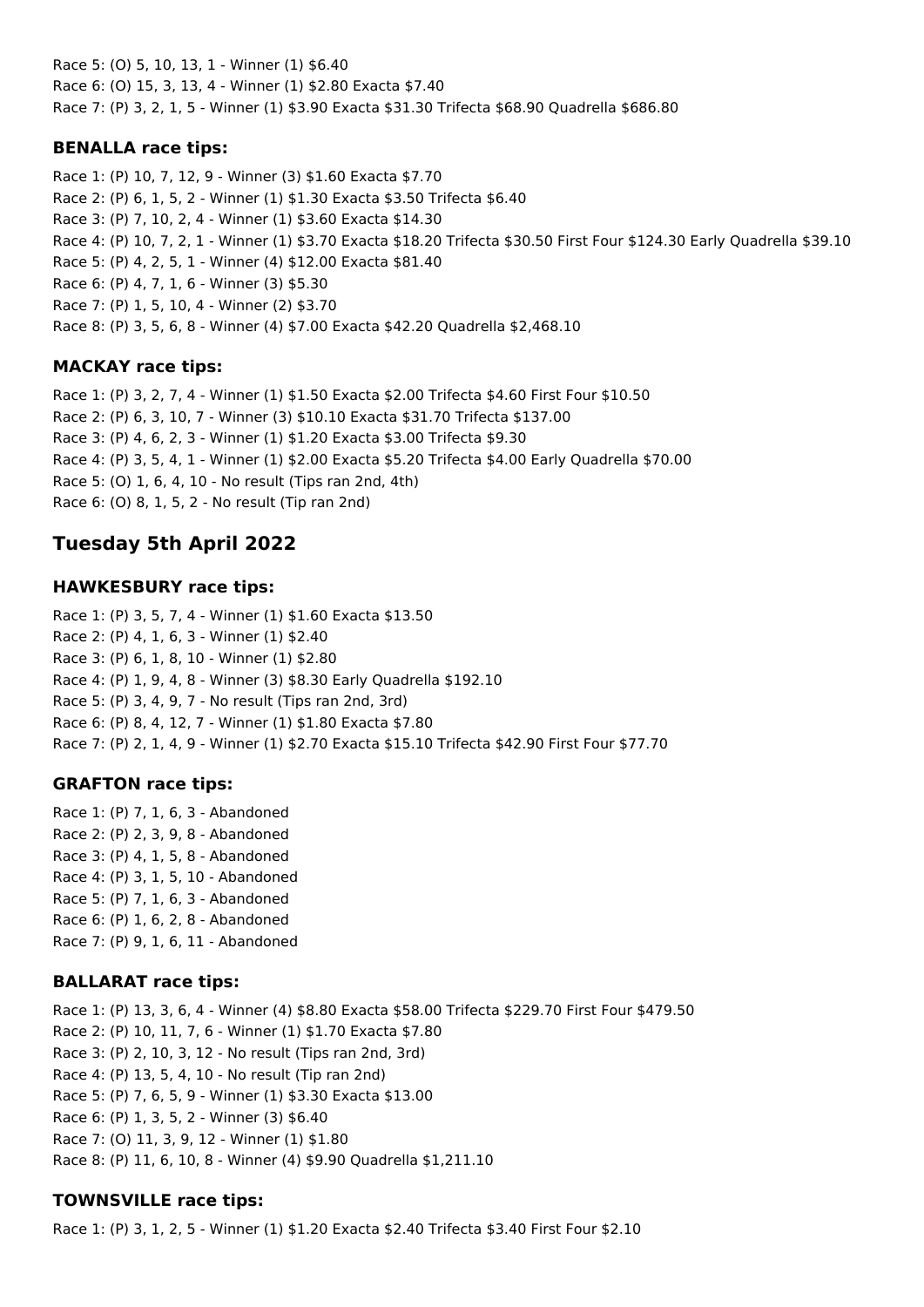Race 5: (O) 5, 10, 13, 1 - Winner (1) $6.40
Race 6: (O) 15, 3, 13, 4 - Winner (1) $2.80 Exacta $7.40
Race 7: (P) 3, 2, 1, 5 - Winner (1) $3.90 Exacta $31.30 Trifecta $68.90 Quadrella $686.80

### BENALLA race tips:

Race 1: (P) 10, 7, 12, 9 - Winner (3) $1.60 Exacta $7.70
Race 2: (P) 6, 1, 5, 2 - Winner (1) $1.30 Exacta $3.50 Trifecta $6.40
Race 3: (P) 7, 10, 2, 4 - Winner (1) $3.60 Exacta $14.30
Race 4: (P) 10, 7, 2, 1 - Winner (1) $3.70 Exacta $18.20 Trifecta $30.50 First Four $124.30 Early Quadrella $39.10
Race 5: (P) 4, 2, 5, 1 - Winner (4) $12.00 Exacta $81.40
Race 6: (P) 4, 7, 1, 6 - Winner (3) $5.30
Race 7: (P) 1, 5, 10, 4 - Winner (2) $3.70
Race 8: (P) 3, 5, 6, 8 - Winner (4) $7.00 Exacta $42.20 Quadrella $2,468.10

### MACKAY race tips:

Race 1: (P) 3, 2, 7, 4 - Winner (1) $1.50 Exacta $2.00 Trifecta $4.60 First Four $10.50
Race 2: (P) 6, 3, 10, 7 - Winner (3) $10.10 Exacta $31.70 Trifecta $137.00
Race 3: (P) 4, 6, 2, 3 - Winner (1) $1.20 Exacta $3.00 Trifecta $9.30
Race 4: (P) 3, 5, 4, 1 - Winner (1) $2.00 Exacta $5.20 Trifecta $4.00 Early Quadrella $70.00
Race 5: (O) 1, 6, 4, 10 - No result (Tips ran 2nd, 4th)
Race 6: (O) 8, 1, 5, 2 - No result (Tip ran 2nd)

## Tuesday 5th April 2022

### HAWKESBURY race tips:

Race 1: (P) 3, 5, 7, 4 - Winner (1) $1.60 Exacta $13.50
Race 2: (P) 4, 1, 6, 3 - Winner (1) $2.40
Race 3: (P) 6, 1, 8, 10 - Winner (1) $2.80
Race 4: (P) 1, 9, 4, 8 - Winner (3) $8.30 Early Quadrella $192.10
Race 5: (P) 3, 4, 9, 7 - No result (Tips ran 2nd, 3rd)
Race 6: (P) 8, 4, 12, 7 - Winner (1) $1.80 Exacta $7.80
Race 7: (P) 2, 1, 4, 9 - Winner (1) $2.70 Exacta $15.10 Trifecta $42.90 First Four $77.70

### GRAFTON race tips:

Race 1: (P) 7, 1, 6, 3 - Abandoned
Race 2: (P) 2, 3, 9, 8 - Abandoned
Race 3: (P) 4, 1, 5, 8 - Abandoned
Race 4: (P) 3, 1, 5, 10 - Abandoned
Race 5: (P) 7, 1, 6, 3 - Abandoned
Race 6: (P) 1, 6, 2, 8 - Abandoned
Race 7: (P) 9, 1, 6, 11 - Abandoned

### BALLARAT race tips:

Race 1: (P) 13, 3, 6, 4 - Winner (4) $8.80 Exacta $58.00 Trifecta $229.70 First Four $479.50
Race 2: (P) 10, 11, 7, 6 - Winner (1) $1.70 Exacta $7.80
Race 3: (P) 2, 10, 3, 12 - No result (Tips ran 2nd, 3rd)
Race 4: (P) 13, 5, 4, 10 - No result (Tip ran 2nd)
Race 5: (P) 7, 6, 5, 9 - Winner (1) $3.30 Exacta $13.00
Race 6: (P) 1, 3, 5, 2 - Winner (3) $6.40
Race 7: (O) 11, 3, 9, 12 - Winner (1) $1.80
Race 8: (P) 11, 6, 10, 8 - Winner (4) $9.90 Quadrella $1,211.10

### TOWNSVILLE race tips:

Race 1: (P) 3, 1, 2, 5 - Winner (1) $1.20 Exacta $2.40 Trifecta $3.40 First Four $2.10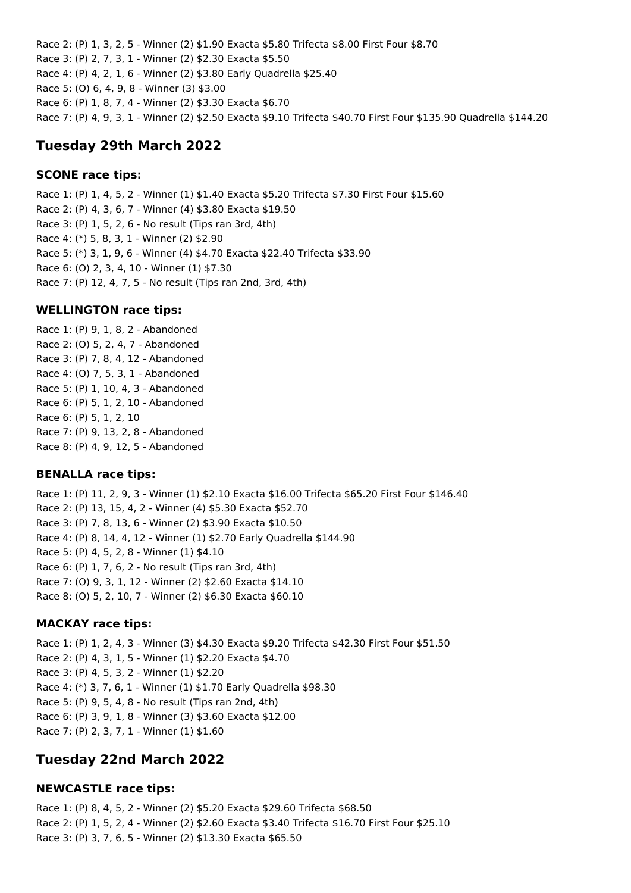Race 2: (P) 1, 3, 2, 5 - Winner (2) $1.90 Exacta $5.80 Trifecta $8.00 First Four $8.70
Race 3: (P) 2, 7, 3, 1 - Winner (2) $2.30 Exacta $5.50
Race 4: (P) 4, 2, 1, 6 - Winner (2) $3.80 Early Quadrella $25.40
Race 5: (O) 6, 4, 9, 8 - Winner (3) $3.00
Race 6: (P) 1, 8, 7, 4 - Winner (2) $3.30 Exacta $6.70
Race 7: (P) 4, 9, 3, 1 - Winner (2) $2.50 Exacta $9.10 Trifecta $40.70 First Four $135.90 Quadrella $144.20

## Tuesday 29th March 2022

### SCONE race tips:

Race 1: (P) 1, 4, 5, 2 - Winner (1) $1.40 Exacta $5.20 Trifecta $7.30 First Four $15.60
Race 2: (P) 4, 3, 6, 7 - Winner (4) $3.80 Exacta $19.50
Race 3: (P) 1, 5, 2, 6 - No result (Tips ran 3rd, 4th)
Race 4: (*) 5, 8, 3, 1 - Winner (2) $2.90
Race 5: (*) 3, 1, 9, 6 - Winner (4) $4.70 Exacta $22.40 Trifecta $33.90
Race 6: (O) 2, 3, 4, 10 - Winner (1) $7.30
Race 7: (P) 12, 4, 7, 5 - No result (Tips ran 2nd, 3rd, 4th)

### WELLINGTON race tips:

Race 1: (P) 9, 1, 8, 2 - Abandoned
Race 2: (O) 5, 2, 4, 7 - Abandoned
Race 3: (P) 7, 8, 4, 12 - Abandoned
Race 4: (O) 7, 5, 3, 1 - Abandoned
Race 5: (P) 1, 10, 4, 3 - Abandoned
Race 6: (P) 5, 1, 2, 10 - Abandoned
Race 6: (P) 5, 1, 2, 10
Race 7: (P) 9, 13, 2, 8 - Abandoned
Race 8: (P) 4, 9, 12, 5 - Abandoned

### BENALLA race tips:

Race 1: (P) 11, 2, 9, 3 - Winner (1) $2.10 Exacta $16.00 Trifecta $65.20 First Four $146.40
Race 2: (P) 13, 15, 4, 2 - Winner (4) $5.30 Exacta $52.70
Race 3: (P) 7, 8, 13, 6 - Winner (2) $3.90 Exacta $10.50
Race 4: (P) 8, 14, 4, 12 - Winner (1) $2.70 Early Quadrella $144.90
Race 5: (P) 4, 5, 2, 8 - Winner (1) $4.10
Race 6: (P) 1, 7, 6, 2 - No result (Tips ran 3rd, 4th)
Race 7: (O) 9, 3, 1, 12 - Winner (2) $2.60 Exacta $14.10
Race 8: (O) 5, 2, 10, 7 - Winner (2) $6.30 Exacta $60.10

### MACKAY race tips:

Race 1: (P) 1, 2, 4, 3 - Winner (3) $4.30 Exacta $9.20 Trifecta $42.30 First Four $51.50
Race 2: (P) 4, 3, 1, 5 - Winner (1) $2.20 Exacta $4.70
Race 3: (P) 4, 5, 3, 2 - Winner (1) $2.20
Race 4: (*) 3, 7, 6, 1 - Winner (1) $1.70 Early Quadrella $98.30
Race 5: (P) 9, 5, 4, 8 - No result (Tips ran 2nd, 4th)
Race 6: (P) 3, 9, 1, 8 - Winner (3) $3.60 Exacta $12.00
Race 7: (P) 2, 3, 7, 1 - Winner (1) $1.60

## Tuesday 22nd March 2022

### NEWCASTLE race tips:

Race 1: (P) 8, 4, 5, 2 - Winner (2) $5.20 Exacta $29.60 Trifecta $68.50
Race 2: (P) 1, 5, 2, 4 - Winner (2) $2.60 Exacta $3.40 Trifecta $16.70 First Four $25.10
Race 3: (P) 3, 7, 6, 5 - Winner (2) $13.30 Exacta $65.50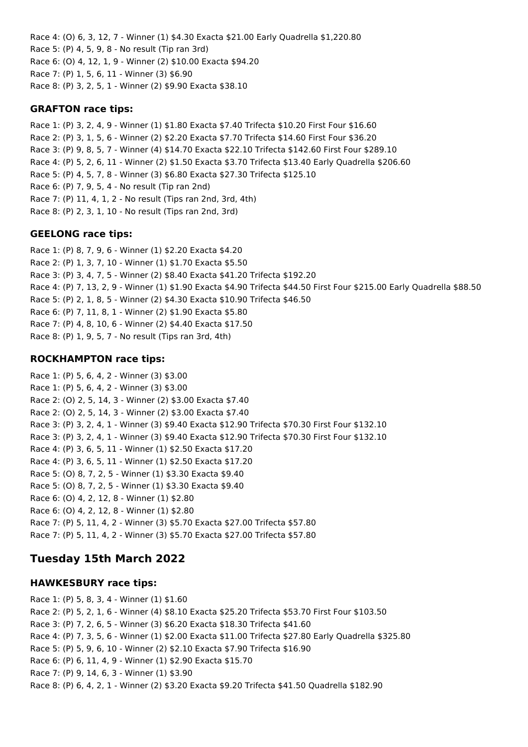Race 4: (O) 6, 3, 12, 7 - Winner (1) $4.30 Exacta $21.00 Early Quadrella $1,220.80
Race 5: (P) 4, 5, 9, 8 - No result (Tip ran 3rd)
Race 6: (O) 4, 12, 1, 9 - Winner (2) $10.00 Exacta $94.20
Race 7: (P) 1, 5, 6, 11 - Winner (3) $6.90
Race 8: (P) 3, 2, 5, 1 - Winner (2) $9.90 Exacta $38.10

### GRAFTON race tips:

Race 1: (P) 3, 2, 4, 9 - Winner (1) $1.80 Exacta $7.40 Trifecta $10.20 First Four $16.60
Race 2: (P) 3, 1, 5, 6 - Winner (2) $2.20 Exacta $7.70 Trifecta $14.60 First Four $36.20
Race 3: (P) 9, 8, 5, 7 - Winner (4) $14.70 Exacta $22.10 Trifecta $142.60 First Four $289.10
Race 4: (P) 5, 2, 6, 11 - Winner (2) $1.50 Exacta $3.70 Trifecta $13.40 Early Quadrella $206.60
Race 5: (P) 4, 5, 7, 8 - Winner (3) $6.80 Exacta $27.30 Trifecta $125.10
Race 6: (P) 7, 9, 5, 4 - No result (Tip ran 2nd)
Race 7: (P) 11, 4, 1, 2 - No result (Tips ran 2nd, 3rd, 4th)
Race 8: (P) 2, 3, 1, 10 - No result (Tips ran 2nd, 3rd)

### GEELONG race tips:

Race 1: (P) 8, 7, 9, 6 - Winner (1) $2.20 Exacta $4.20
Race 2: (P) 1, 3, 7, 10 - Winner (1) $1.70 Exacta $5.50
Race 3: (P) 3, 4, 7, 5 - Winner (2) $8.40 Exacta $41.20 Trifecta $192.20
Race 4: (P) 7, 13, 2, 9 - Winner (1) $1.90 Exacta $4.90 Trifecta $44.50 First Four $215.00 Early Quadrella $88.50
Race 5: (P) 2, 1, 8, 5 - Winner (2) $4.30 Exacta $10.90 Trifecta $46.50
Race 6: (P) 7, 11, 8, 1 - Winner (2) $1.90 Exacta $5.80
Race 7: (P) 4, 8, 10, 6 - Winner (2) $4.40 Exacta $17.50
Race 8: (P) 1, 9, 5, 7 - No result (Tips ran 3rd, 4th)

### ROCKHAMPTON race tips:

Race 1: (P) 5, 6, 4, 2 - Winner (3) $3.00
Race 1: (P) 5, 6, 4, 2 - Winner (3) $3.00
Race 2: (O) 2, 5, 14, 3 - Winner (2) $3.00 Exacta $7.40
Race 2: (O) 2, 5, 14, 3 - Winner (2) $3.00 Exacta $7.40
Race 3: (P) 3, 2, 4, 1 - Winner (3) $9.40 Exacta $12.90 Trifecta $70.30 First Four $132.10
Race 3: (P) 3, 2, 4, 1 - Winner (3) $9.40 Exacta $12.90 Trifecta $70.30 First Four $132.10
Race 4: (P) 3, 6, 5, 11 - Winner (1) $2.50 Exacta $17.20
Race 4: (P) 3, 6, 5, 11 - Winner (1) $2.50 Exacta $17.20
Race 5: (O) 8, 7, 2, 5 - Winner (1) $3.30 Exacta $9.40
Race 5: (O) 8, 7, 2, 5 - Winner (1) $3.30 Exacta $9.40
Race 6: (O) 4, 2, 12, 8 - Winner (1) $2.80
Race 6: (O) 4, 2, 12, 8 - Winner (1) $2.80
Race 7: (P) 5, 11, 4, 2 - Winner (3) $5.70 Exacta $27.00 Trifecta $57.80
Race 7: (P) 5, 11, 4, 2 - Winner (3) $5.70 Exacta $27.00 Trifecta $57.80

## Tuesday 15th March 2022

### HAWKESBURY race tips:

Race 1: (P) 5, 8, 3, 4 - Winner (1) $1.60
Race 2: (P) 5, 2, 1, 6 - Winner (4) $8.10 Exacta $25.20 Trifecta $53.70 First Four $103.50
Race 3: (P) 7, 2, 6, 5 - Winner (3) $6.20 Exacta $18.30 Trifecta $41.60
Race 4: (P) 7, 3, 5, 6 - Winner (1) $2.00 Exacta $11.00 Trifecta $27.80 Early Quadrella $325.80
Race 5: (P) 5, 9, 6, 10 - Winner (2) $2.10 Exacta $7.90 Trifecta $16.90
Race 6: (P) 6, 11, 4, 9 - Winner (1) $2.90 Exacta $15.70
Race 7: (P) 9, 14, 6, 3 - Winner (1) $3.90
Race 8: (P) 6, 4, 2, 1 - Winner (2) $3.20 Exacta $9.20 Trifecta $41.50 Quadrella $182.90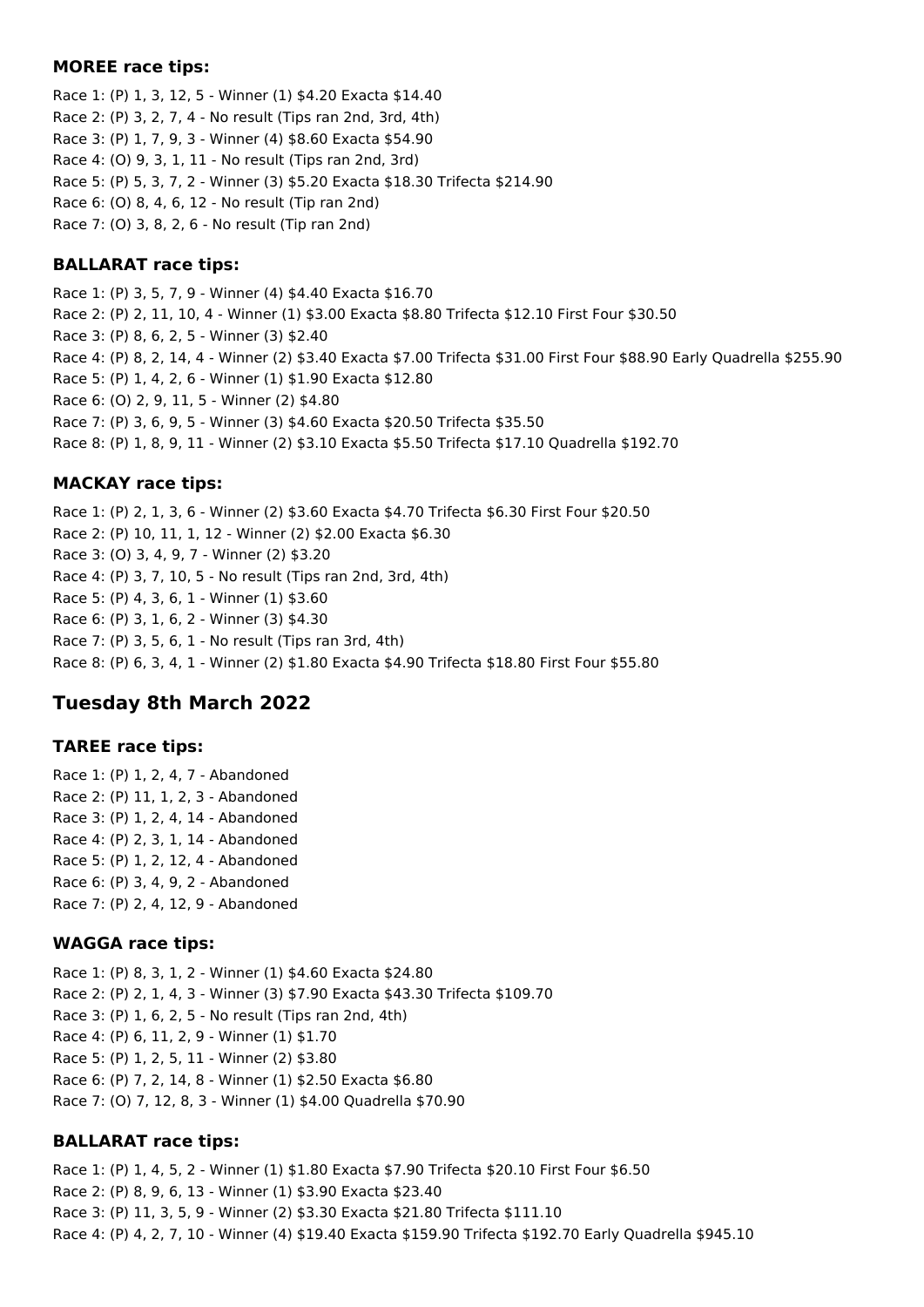### MOREE race tips:

Race 1: (P) 1, 3, 12, 5 - Winner (1) $4.20 Exacta $14.40
Race 2: (P) 3, 2, 7, 4 - No result (Tips ran 2nd, 3rd, 4th)
Race 3: (P) 1, 7, 9, 3 - Winner (4) $8.60 Exacta $54.90
Race 4: (O) 9, 3, 1, 11 - No result (Tips ran 2nd, 3rd)
Race 5: (P) 5, 3, 7, 2 - Winner (3) $5.20 Exacta $18.30 Trifecta $214.90
Race 6: (O) 8, 4, 6, 12 - No result (Tip ran 2nd)
Race 7: (O) 3, 8, 2, 6 - No result (Tip ran 2nd)

### BALLARAT race tips:

Race 1: (P) 3, 5, 7, 9 - Winner (4) $4.40 Exacta $16.70
Race 2: (P) 2, 11, 10, 4 - Winner (1) $3.00 Exacta $8.80 Trifecta $12.10 First Four $30.50
Race 3: (P) 8, 6, 2, 5 - Winner (3) $2.40
Race 4: (P) 8, 2, 14, 4 - Winner (2) $3.40 Exacta $7.00 Trifecta $31.00 First Four $88.90 Early Quadrella $255.90
Race 5: (P) 1, 4, 2, 6 - Winner (1) $1.90 Exacta $12.80
Race 6: (O) 2, 9, 11, 5 - Winner (2) $4.80
Race 7: (P) 3, 6, 9, 5 - Winner (3) $4.60 Exacta $20.50 Trifecta $35.50
Race 8: (P) 1, 8, 9, 11 - Winner (2) $3.10 Exacta $5.50 Trifecta $17.10 Quadrella $192.70

### MACKAY race tips:

Race 1: (P) 2, 1, 3, 6 - Winner (2) $3.60 Exacta $4.70 Trifecta $6.30 First Four $20.50
Race 2: (P) 10, 11, 1, 12 - Winner (2) $2.00 Exacta $6.30
Race 3: (O) 3, 4, 9, 7 - Winner (2) $3.20
Race 4: (P) 3, 7, 10, 5 - No result (Tips ran 2nd, 3rd, 4th)
Race 5: (P) 4, 3, 6, 1 - Winner (1) $3.60
Race 6: (P) 3, 1, 6, 2 - Winner (3) $4.30
Race 7: (P) 3, 5, 6, 1 - No result (Tips ran 3rd, 4th)
Race 8: (P) 6, 3, 4, 1 - Winner (2) $1.80 Exacta $4.90 Trifecta $18.80 First Four $55.80

## Tuesday 8th March 2022

### TAREE race tips:

Race 1: (P) 1, 2, 4, 7 - Abandoned
Race 2: (P) 11, 1, 2, 3 - Abandoned
Race 3: (P) 1, 2, 4, 14 - Abandoned
Race 4: (P) 2, 3, 1, 14 - Abandoned
Race 5: (P) 1, 2, 12, 4 - Abandoned
Race 6: (P) 3, 4, 9, 2 - Abandoned
Race 7: (P) 2, 4, 12, 9 - Abandoned

### WAGGA race tips:

Race 1: (P) 8, 3, 1, 2 - Winner (1) $4.60 Exacta $24.80
Race 2: (P) 2, 1, 4, 3 - Winner (3) $7.90 Exacta $43.30 Trifecta $109.70
Race 3: (P) 1, 6, 2, 5 - No result (Tips ran 2nd, 4th)
Race 4: (P) 6, 11, 2, 9 - Winner (1) $1.70
Race 5: (P) 1, 2, 5, 11 - Winner (2) $3.80
Race 6: (P) 7, 2, 14, 8 - Winner (1) $2.50 Exacta $6.80
Race 7: (O) 7, 12, 8, 3 - Winner (1) $4.00 Quadrella $70.90

### BALLARAT race tips:

Race 1: (P) 1, 4, 5, 2 - Winner (1) $1.80 Exacta $7.90 Trifecta $20.10 First Four $6.50
Race 2: (P) 8, 9, 6, 13 - Winner (1) $3.90 Exacta $23.40
Race 3: (P) 11, 3, 5, 9 - Winner (2) $3.30 Exacta $21.80 Trifecta $111.10
Race 4: (P) 4, 2, 7, 10 - Winner (4) $19.40 Exacta $159.90 Trifecta $192.70 Early Quadrella $945.10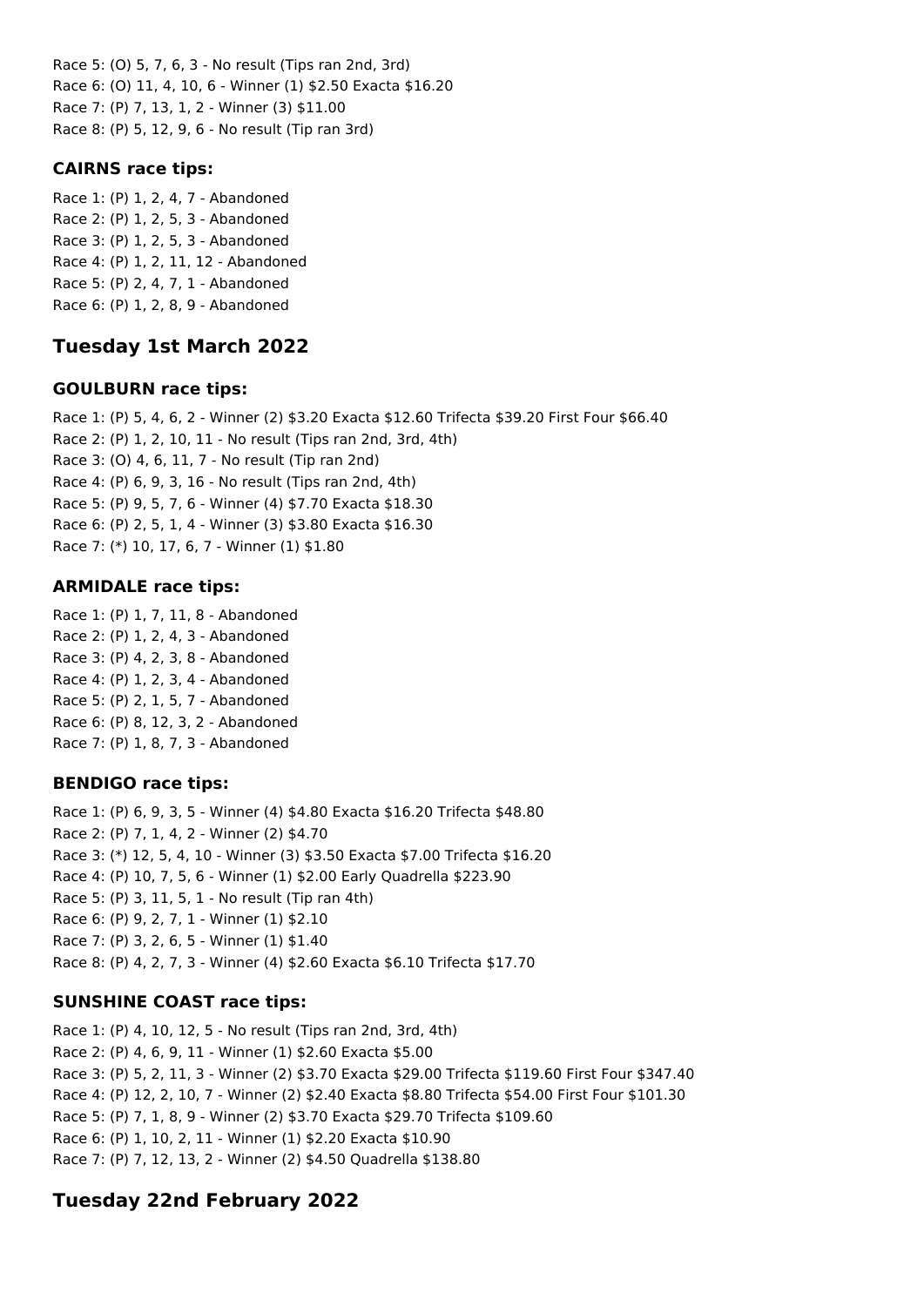Race 5: (O) 5, 7, 6, 3 - No result (Tips ran 2nd, 3rd)
Race 6: (O) 11, 4, 10, 6 - Winner (1) $2.50 Exacta $16.20
Race 7: (P) 7, 13, 1, 2 - Winner (3) $11.00
Race 8: (P) 5, 12, 9, 6 - No result (Tip ran 3rd)

### CAIRNS race tips:

Race 1: (P) 1, 2, 4, 7 - Abandoned
Race 2: (P) 1, 2, 5, 3 - Abandoned
Race 3: (P) 1, 2, 5, 3 - Abandoned
Race 4: (P) 1, 2, 11, 12 - Abandoned
Race 5: (P) 2, 4, 7, 1 - Abandoned
Race 6: (P) 1, 2, 8, 9 - Abandoned

## Tuesday 1st March 2022

### GOULBURN race tips:

Race 1: (P) 5, 4, 6, 2 - Winner (2) $3.20 Exacta $12.60 Trifecta $39.20 First Four $66.40
Race 2: (P) 1, 2, 10, 11 - No result (Tips ran 2nd, 3rd, 4th)
Race 3: (O) 4, 6, 11, 7 - No result (Tip ran 2nd)
Race 4: (P) 6, 9, 3, 16 - No result (Tips ran 2nd, 4th)
Race 5: (P) 9, 5, 7, 6 - Winner (4) $7.70 Exacta $18.30
Race 6: (P) 2, 5, 1, 4 - Winner (3) $3.80 Exacta $16.30
Race 7: (*) 10, 17, 6, 7 - Winner (1) $1.80

### ARMIDALE race tips:

Race 1: (P) 1, 7, 11, 8 - Abandoned
Race 2: (P) 1, 2, 4, 3 - Abandoned
Race 3: (P) 4, 2, 3, 8 - Abandoned
Race 4: (P) 1, 2, 3, 4 - Abandoned
Race 5: (P) 2, 1, 5, 7 - Abandoned
Race 6: (P) 8, 12, 3, 2 - Abandoned
Race 7: (P) 1, 8, 7, 3 - Abandoned

### BENDIGO race tips:

Race 1: (P) 6, 9, 3, 5 - Winner (4) $4.80 Exacta $16.20 Trifecta $48.80
Race 2: (P) 7, 1, 4, 2 - Winner (2) $4.70
Race 3: (*) 12, 5, 4, 10 - Winner (3) $3.50 Exacta $7.00 Trifecta $16.20
Race 4: (P) 10, 7, 5, 6 - Winner (1) $2.00 Early Quadrella $223.90
Race 5: (P) 3, 11, 5, 1 - No result (Tip ran 4th)
Race 6: (P) 9, 2, 7, 1 - Winner (1) $2.10
Race 7: (P) 3, 2, 6, 5 - Winner (1) $1.40
Race 8: (P) 4, 2, 7, 3 - Winner (4) $2.60 Exacta $6.10 Trifecta $17.70

### SUNSHINE COAST race tips:

Race 1: (P) 4, 10, 12, 5 - No result (Tips ran 2nd, 3rd, 4th)
Race 2: (P) 4, 6, 9, 11 - Winner (1) $2.60 Exacta $5.00
Race 3: (P) 5, 2, 11, 3 - Winner (2) $3.70 Exacta $29.00 Trifecta $119.60 First Four $347.40
Race 4: (P) 12, 2, 10, 7 - Winner (2) $2.40 Exacta $8.80 Trifecta $54.00 First Four $101.30
Race 5: (P) 7, 1, 8, 9 - Winner (2) $3.70 Exacta $29.70 Trifecta $109.60
Race 6: (P) 1, 10, 2, 11 - Winner (1) $2.20 Exacta $10.90
Race 7: (P) 7, 12, 13, 2 - Winner (2) $4.50 Quadrella $138.80

## Tuesday 22nd February 2022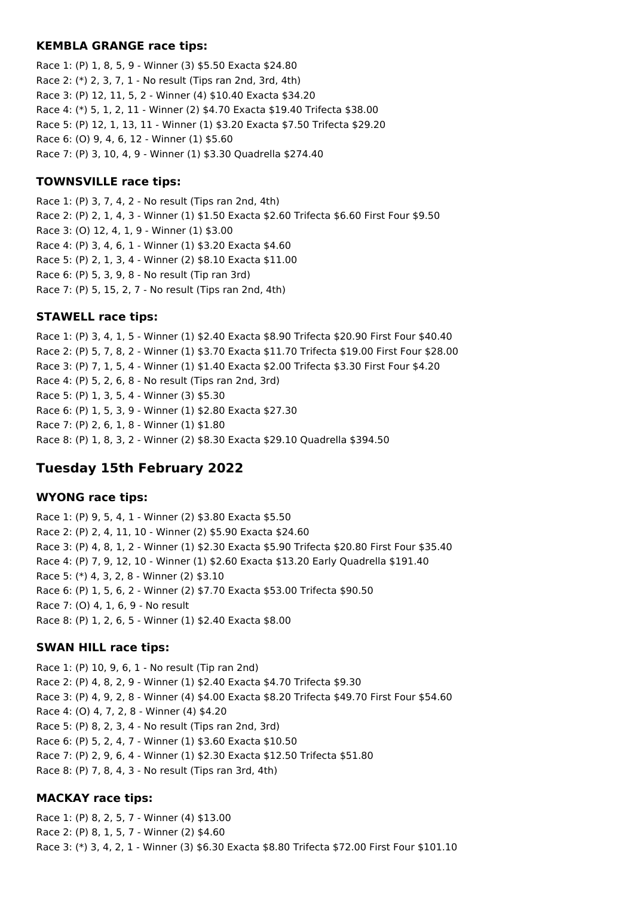### KEMBLA GRANGE race tips:

Race 1: (P) 1, 8, 5, 9 - Winner (3) $5.50 Exacta $24.80
Race 2: (*) 2, 3, 7, 1 - No result (Tips ran 2nd, 3rd, 4th)
Race 3: (P) 12, 11, 5, 2 - Winner (4) $10.40 Exacta $34.20
Race 4: (*) 5, 1, 2, 11 - Winner (2) $4.70 Exacta $19.40 Trifecta $38.00
Race 5: (P) 12, 1, 13, 11 - Winner (1) $3.20 Exacta $7.50 Trifecta $29.20
Race 6: (O) 9, 4, 6, 12 - Winner (1) $5.60
Race 7: (P) 3, 10, 4, 9 - Winner (1) $3.30 Quadrella $274.40

### TOWNSVILLE race tips:

Race 1: (P) 3, 7, 4, 2 - No result (Tips ran 2nd, 4th)
Race 2: (P) 2, 1, 4, 3 - Winner (1) $1.50 Exacta $2.60 Trifecta $6.60 First Four $9.50
Race 3: (O) 12, 4, 1, 9 - Winner (1) $3.00
Race 4: (P) 3, 4, 6, 1 - Winner (1) $3.20 Exacta $4.60
Race 5: (P) 2, 1, 3, 4 - Winner (2) $8.10 Exacta $11.00
Race 6: (P) 5, 3, 9, 8 - No result (Tip ran 3rd)
Race 7: (P) 5, 15, 2, 7 - No result (Tips ran 2nd, 4th)

### STAWELL race tips:

Race 1: (P) 3, 4, 1, 5 - Winner (1) $2.40 Exacta $8.90 Trifecta $20.90 First Four $40.40
Race 2: (P) 5, 7, 8, 2 - Winner (1) $3.70 Exacta $11.70 Trifecta $19.00 First Four $28.00
Race 3: (P) 7, 1, 5, 4 - Winner (1) $1.40 Exacta $2.00 Trifecta $3.30 First Four $4.20
Race 4: (P) 5, 2, 6, 8 - No result (Tips ran 2nd, 3rd)
Race 5: (P) 1, 3, 5, 4 - Winner (3) $5.30
Race 6: (P) 1, 5, 3, 9 - Winner (1) $2.80 Exacta $27.30
Race 7: (P) 2, 6, 1, 8 - Winner (1) $1.80
Race 8: (P) 1, 8, 3, 2 - Winner (2) $8.30 Exacta $29.10 Quadrella $394.50

## Tuesday 15th February 2022

### WYONG race tips:

Race 1: (P) 9, 5, 4, 1 - Winner (2) $3.80 Exacta $5.50
Race 2: (P) 2, 4, 11, 10 - Winner (2) $5.90 Exacta $24.60
Race 3: (P) 4, 8, 1, 2 - Winner (1) $2.30 Exacta $5.90 Trifecta $20.80 First Four $35.40
Race 4: (P) 7, 9, 12, 10 - Winner (1) $2.60 Exacta $13.20 Early Quadrella $191.40
Race 5: (*) 4, 3, 2, 8 - Winner (2) $3.10
Race 6: (P) 1, 5, 6, 2 - Winner (2) $7.70 Exacta $53.00 Trifecta $90.50
Race 7: (O) 4, 1, 6, 9 - No result
Race 8: (P) 1, 2, 6, 5 - Winner (1) $2.40 Exacta $8.00

### SWAN HILL race tips:

Race 1: (P) 10, 9, 6, 1 - No result (Tip ran 2nd)
Race 2: (P) 4, 8, 2, 9 - Winner (1) $2.40 Exacta $4.70 Trifecta $9.30
Race 3: (P) 4, 9, 2, 8 - Winner (4) $4.00 Exacta $8.20 Trifecta $49.70 First Four $54.60
Race 4: (O) 4, 7, 2, 8 - Winner (4) $4.20
Race 5: (P) 8, 2, 3, 4 - No result (Tips ran 2nd, 3rd)
Race 6: (P) 5, 2, 4, 7 - Winner (1) $3.60 Exacta $10.50
Race 7: (P) 2, 9, 6, 4 - Winner (1) $2.30 Exacta $12.50 Trifecta $51.80
Race 8: (P) 7, 8, 4, 3 - No result (Tips ran 3rd, 4th)

### MACKAY race tips:

Race 1: (P) 8, 2, 5, 7 - Winner (4) $13.00
Race 2: (P) 8, 1, 5, 7 - Winner (2) $4.60
Race 3: (*) 3, 4, 2, 1 - Winner (3) $6.30 Exacta $8.80 Trifecta $72.00 First Four $101.10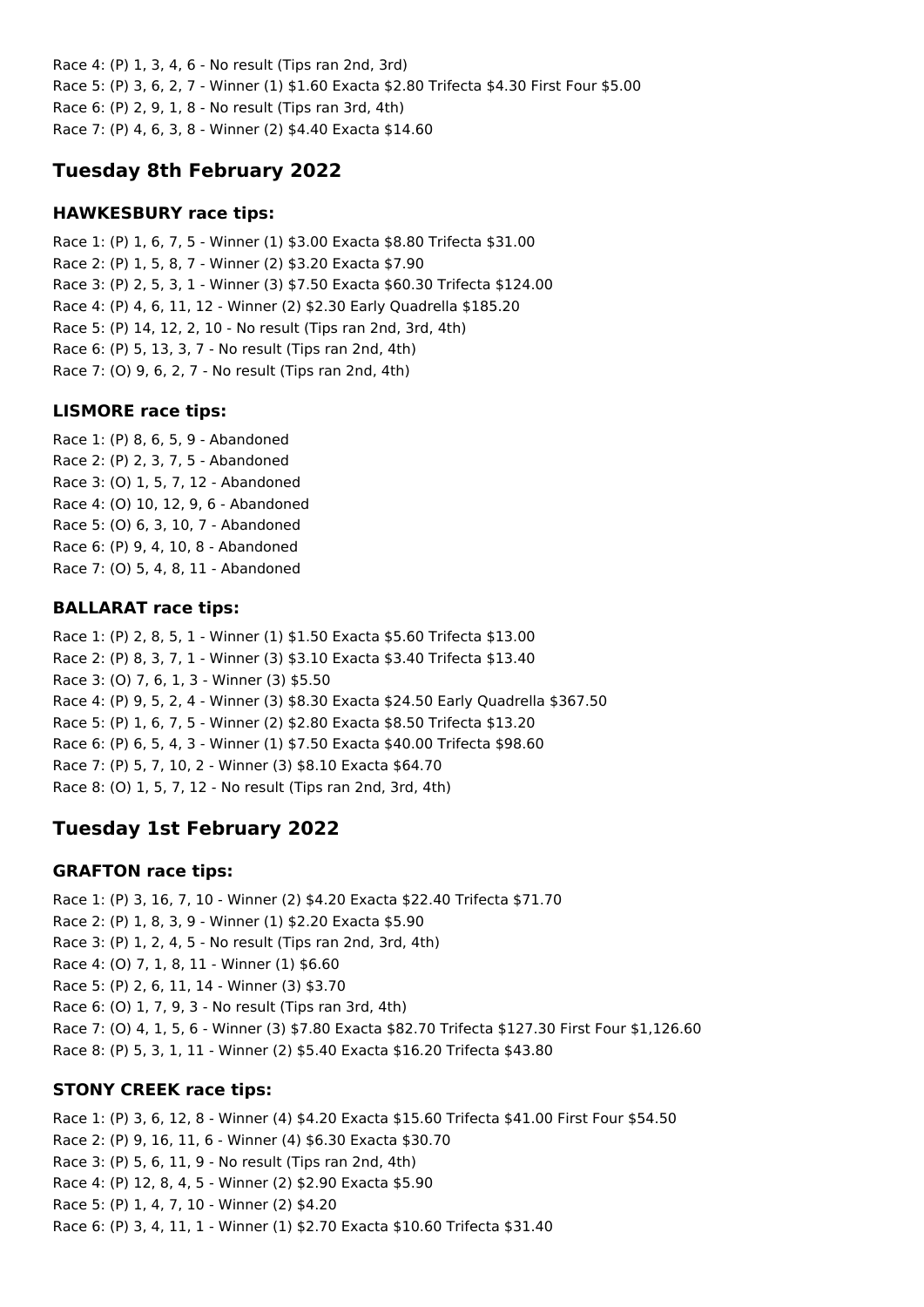Race 4: (P) 1, 3, 4, 6 - No result (Tips ran 2nd, 3rd)
Race 5: (P) 3, 6, 2, 7 - Winner (1) $1.60 Exacta $2.80 Trifecta $4.30 First Four $5.00
Race 6: (P) 2, 9, 1, 8 - No result (Tips ran 3rd, 4th)
Race 7: (P) 4, 6, 3, 8 - Winner (2) $4.40 Exacta $14.60

## Tuesday 8th February 2022

### HAWKESBURY race tips:

Race 1: (P) 1, 6, 7, 5 - Winner (1) $3.00 Exacta $8.80 Trifecta $31.00
Race 2: (P) 1, 5, 8, 7 - Winner (2) $3.20 Exacta $7.90
Race 3: (P) 2, 5, 3, 1 - Winner (3) $7.50 Exacta $60.30 Trifecta $124.00
Race 4: (P) 4, 6, 11, 12 - Winner (2) $2.30 Early Quadrella $185.20
Race 5: (P) 14, 12, 2, 10 - No result (Tips ran 2nd, 3rd, 4th)
Race 6: (P) 5, 13, 3, 7 - No result (Tips ran 2nd, 4th)
Race 7: (O) 9, 6, 2, 7 - No result (Tips ran 2nd, 4th)

### LISMORE race tips:

Race 1: (P) 8, 6, 5, 9 - Abandoned
Race 2: (P) 2, 3, 7, 5 - Abandoned
Race 3: (O) 1, 5, 7, 12 - Abandoned
Race 4: (O) 10, 12, 9, 6 - Abandoned
Race 5: (O) 6, 3, 10, 7 - Abandoned
Race 6: (P) 9, 4, 10, 8 - Abandoned
Race 7: (O) 5, 4, 8, 11 - Abandoned

### BALLARAT race tips:

Race 1: (P) 2, 8, 5, 1 - Winner (1) $1.50 Exacta $5.60 Trifecta $13.00
Race 2: (P) 8, 3, 7, 1 - Winner (3) $3.10 Exacta $3.40 Trifecta $13.40
Race 3: (O) 7, 6, 1, 3 - Winner (3) $5.50
Race 4: (P) 9, 5, 2, 4 - Winner (3) $8.30 Exacta $24.50 Early Quadrella $367.50
Race 5: (P) 1, 6, 7, 5 - Winner (2) $2.80 Exacta $8.50 Trifecta $13.20
Race 6: (P) 6, 5, 4, 3 - Winner (1) $7.50 Exacta $40.00 Trifecta $98.60
Race 7: (P) 5, 7, 10, 2 - Winner (3) $8.10 Exacta $64.70
Race 8: (O) 1, 5, 7, 12 - No result (Tips ran 2nd, 3rd, 4th)

## Tuesday 1st February 2022

### GRAFTON race tips:

Race 1: (P) 3, 16, 7, 10 - Winner (2) $4.20 Exacta $22.40 Trifecta $71.70
Race 2: (P) 1, 8, 3, 9 - Winner (1) $2.20 Exacta $5.90
Race 3: (P) 1, 2, 4, 5 - No result (Tips ran 2nd, 3rd, 4th)
Race 4: (O) 7, 1, 8, 11 - Winner (1) $6.60
Race 5: (P) 2, 6, 11, 14 - Winner (3) $3.70
Race 6: (O) 1, 7, 9, 3 - No result (Tips ran 3rd, 4th)
Race 7: (O) 4, 1, 5, 6 - Winner (3) $7.80 Exacta $82.70 Trifecta $127.30 First Four $1,126.60
Race 8: (P) 5, 3, 1, 11 - Winner (2) $5.40 Exacta $16.20 Trifecta $43.80

### STONY CREEK race tips:

Race 1: (P) 3, 6, 12, 8 - Winner (4) $4.20 Exacta $15.60 Trifecta $41.00 First Four $54.50
Race 2: (P) 9, 16, 11, 6 - Winner (4) $6.30 Exacta $30.70
Race 3: (P) 5, 6, 11, 9 - No result (Tips ran 2nd, 4th)
Race 4: (P) 12, 8, 4, 5 - Winner (2) $2.90 Exacta $5.90
Race 5: (P) 1, 4, 7, 10 - Winner (2) $4.20
Race 6: (P) 3, 4, 11, 1 - Winner (1) $2.70 Exacta $10.60 Trifecta $31.40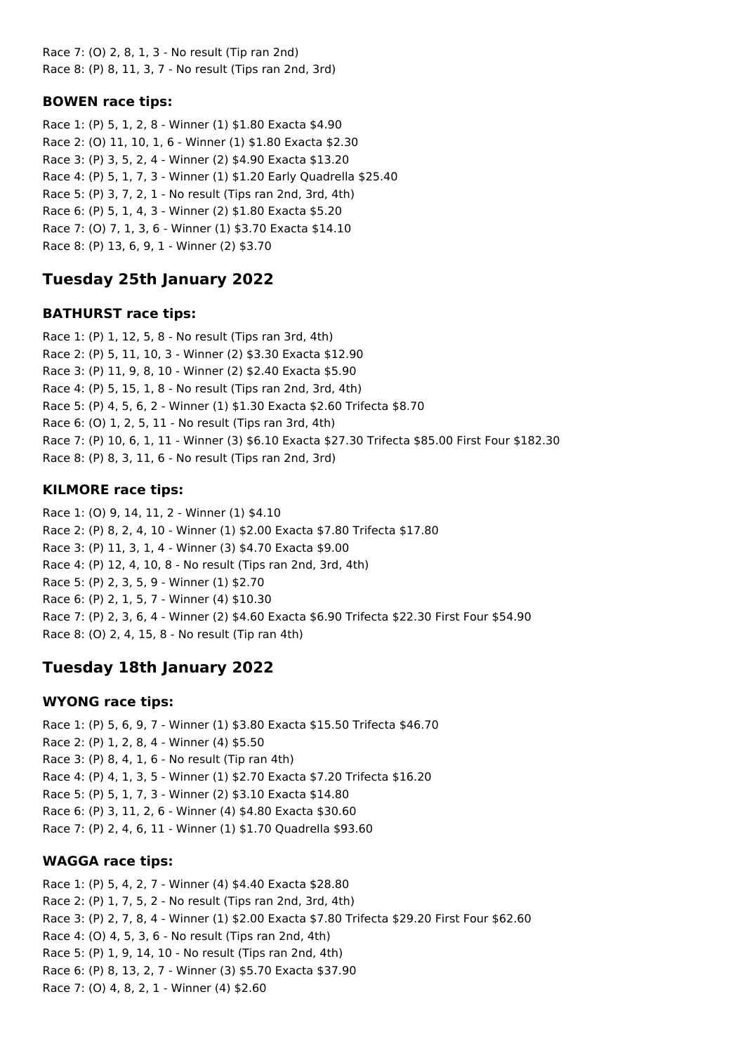Race 7: (O) 2, 8, 1, 3 - No result (Tip ran 2nd)
Race 8: (P) 8, 11, 3, 7 - No result (Tips ran 2nd, 3rd)

### BOWEN race tips:

Race 1: (P) 5, 1, 2, 8 - Winner (1) $1.80 Exacta $4.90
Race 2: (O) 11, 10, 1, 6 - Winner (1) $1.80 Exacta $2.30
Race 3: (P) 3, 5, 2, 4 - Winner (2) $4.90 Exacta $13.20
Race 4: (P) 5, 1, 7, 3 - Winner (1) $1.20 Early Quadrella $25.40
Race 5: (P) 3, 7, 2, 1 - No result (Tips ran 2nd, 3rd, 4th)
Race 6: (P) 5, 1, 4, 3 - Winner (2) $1.80 Exacta $5.20
Race 7: (O) 7, 1, 3, 6 - Winner (1) $3.70 Exacta $14.10
Race 8: (P) 13, 6, 9, 1 - Winner (2) $3.70

## Tuesday 25th January 2022

### BATHURST race tips:

Race 1: (P) 1, 12, 5, 8 - No result (Tips ran 3rd, 4th)
Race 2: (P) 5, 11, 10, 3 - Winner (2) $3.30 Exacta $12.90
Race 3: (P) 11, 9, 8, 10 - Winner (2) $2.40 Exacta $5.90
Race 4: (P) 5, 15, 1, 8 - No result (Tips ran 2nd, 3rd, 4th)
Race 5: (P) 4, 5, 6, 2 - Winner (1) $1.30 Exacta $2.60 Trifecta $8.70
Race 6: (O) 1, 2, 5, 11 - No result (Tips ran 3rd, 4th)
Race 7: (P) 10, 6, 1, 11 - Winner (3) $6.10 Exacta $27.30 Trifecta $85.00 First Four $182.30
Race 8: (P) 8, 3, 11, 6 - No result (Tips ran 2nd, 3rd)

### KILMORE race tips:

Race 1: (O) 9, 14, 11, 2 - Winner (1) $4.10
Race 2: (P) 8, 2, 4, 10 - Winner (1) $2.00 Exacta $7.80 Trifecta $17.80
Race 3: (P) 11, 3, 1, 4 - Winner (3) $4.70 Exacta $9.00
Race 4: (P) 12, 4, 10, 8 - No result (Tips ran 2nd, 3rd, 4th)
Race 5: (P) 2, 3, 5, 9 - Winner (1) $2.70
Race 6: (P) 2, 1, 5, 7 - Winner (4) $10.30
Race 7: (P) 2, 3, 6, 4 - Winner (2) $4.60 Exacta $6.90 Trifecta $22.30 First Four $54.90
Race 8: (O) 2, 4, 15, 8 - No result (Tip ran 4th)

## Tuesday 18th January 2022

### WYONG race tips:

Race 1: (P) 5, 6, 9, 7 - Winner (1) $3.80 Exacta $15.50 Trifecta $46.70
Race 2: (P) 1, 2, 8, 4 - Winner (4) $5.50
Race 3: (P) 8, 4, 1, 6 - No result (Tip ran 4th)
Race 4: (P) 4, 1, 3, 5 - Winner (1) $2.70 Exacta $7.20 Trifecta $16.20
Race 5: (P) 5, 1, 7, 3 - Winner (2) $3.10 Exacta $14.80
Race 6: (P) 3, 11, 2, 6 - Winner (4) $4.80 Exacta $30.60
Race 7: (P) 2, 4, 6, 11 - Winner (1) $1.70 Quadrella $93.60

### WAGGA race tips:

Race 1: (P) 5, 4, 2, 7 - Winner (4) $4.40 Exacta $28.80
Race 2: (P) 1, 7, 5, 2 - No result (Tips ran 2nd, 3rd, 4th)
Race 3: (P) 2, 7, 8, 4 - Winner (1) $2.00 Exacta $7.80 Trifecta $29.20 First Four $62.60
Race 4: (O) 4, 5, 3, 6 - No result (Tips ran 2nd, 4th)
Race 5: (P) 1, 9, 14, 10 - No result (Tips ran 2nd, 4th)
Race 6: (P) 8, 13, 2, 7 - Winner (3) $5.70 Exacta $37.90
Race 7: (O) 4, 8, 2, 1 - Winner (4) $2.60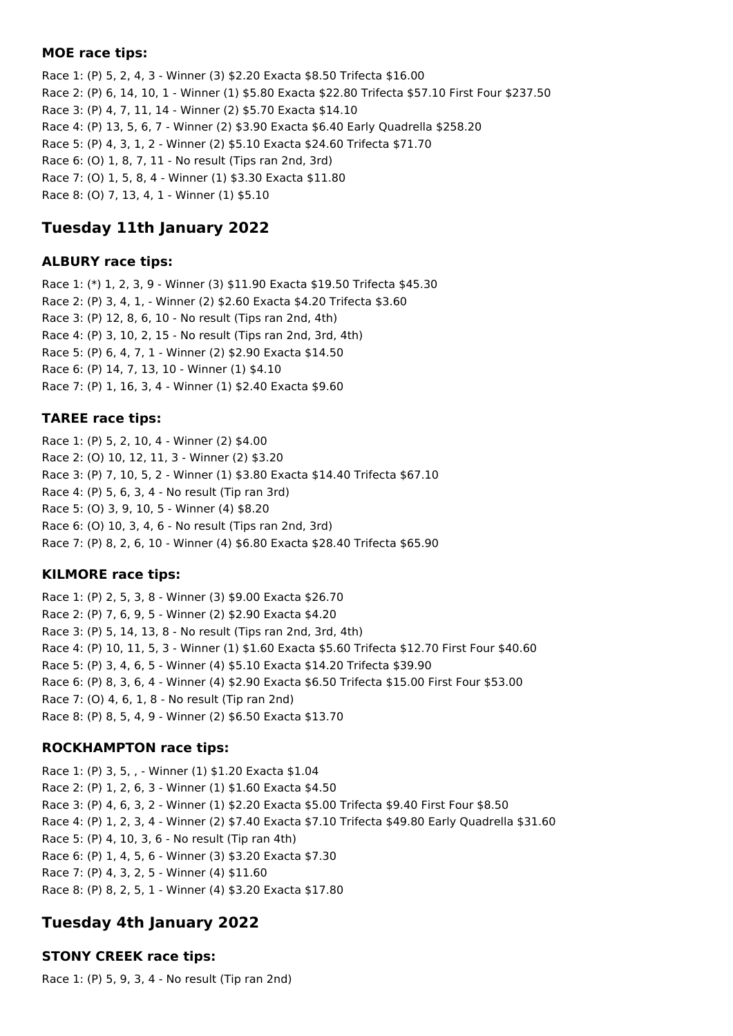#### MOE race tips:

Race 1: (P) 5, 2, 4, 3 - Winner (3) $2.20 Exacta $8.50 Trifecta $16.00
Race 2: (P) 6, 14, 10, 1 - Winner (1) $5.80 Exacta $22.80 Trifecta $57.10 First Four $237.50
Race 3: (P) 4, 7, 11, 14 - Winner (2) $5.70 Exacta $14.10
Race 4: (P) 13, 5, 6, 7 - Winner (2) $3.90 Exacta $6.40 Early Quadrella $258.20
Race 5: (P) 4, 3, 1, 2 - Winner (2) $5.10 Exacta $24.60 Trifecta $71.70
Race 6: (O) 1, 8, 7, 11 - No result (Tips ran 2nd, 3rd)
Race 7: (O) 1, 5, 8, 4 - Winner (1) $3.30 Exacta $11.80
Race 8: (O) 7, 13, 4, 1 - Winner (1) $5.10

## Tuesday 11th January 2022

#### ALBURY race tips:

Race 1: (*) 1, 2, 3, 9 - Winner (3) $11.90 Exacta $19.50 Trifecta $45.30
Race 2: (P) 3, 4, 1, - Winner (2) $2.60 Exacta $4.20 Trifecta $3.60
Race 3: (P) 12, 8, 6, 10 - No result (Tips ran 2nd, 4th)
Race 4: (P) 3, 10, 2, 15 - No result (Tips ran 2nd, 3rd, 4th)
Race 5: (P) 6, 4, 7, 1 - Winner (2) $2.90 Exacta $14.50
Race 6: (P) 14, 7, 13, 10 - Winner (1) $4.10
Race 7: (P) 1, 16, 3, 4 - Winner (1) $2.40 Exacta $9.60

#### TAREE race tips:

Race 1: (P) 5, 2, 10, 4 - Winner (2) $4.00
Race 2: (O) 10, 12, 11, 3 - Winner (2) $3.20
Race 3: (P) 7, 10, 5, 2 - Winner (1) $3.80 Exacta $14.40 Trifecta $67.10
Race 4: (P) 5, 6, 3, 4 - No result (Tip ran 3rd)
Race 5: (O) 3, 9, 10, 5 - Winner (4) $8.20
Race 6: (O) 10, 3, 4, 6 - No result (Tips ran 2nd, 3rd)
Race 7: (P) 8, 2, 6, 10 - Winner (4) $6.80 Exacta $28.40 Trifecta $65.90

#### KILMORE race tips:

Race 1: (P) 2, 5, 3, 8 - Winner (3) $9.00 Exacta $26.70
Race 2: (P) 7, 6, 9, 5 - Winner (2) $2.90 Exacta $4.20
Race 3: (P) 5, 14, 13, 8 - No result (Tips ran 2nd, 3rd, 4th)
Race 4: (P) 10, 11, 5, 3 - Winner (1) $1.60 Exacta $5.60 Trifecta $12.70 First Four $40.60
Race 5: (P) 3, 4, 6, 5 - Winner (4) $5.10 Exacta $14.20 Trifecta $39.90
Race 6: (P) 8, 3, 6, 4 - Winner (4) $2.90 Exacta $6.50 Trifecta $15.00 First Four $53.00
Race 7: (O) 4, 6, 1, 8 - No result (Tip ran 2nd)
Race 8: (P) 8, 5, 4, 9 - Winner (2) $6.50 Exacta $13.70

#### ROCKHAMPTON race tips:

Race 1: (P) 3, 5, , - Winner (1) $1.20 Exacta $1.04
Race 2: (P) 1, 2, 6, 3 - Winner (1) $1.60 Exacta $4.50
Race 3: (P) 4, 6, 3, 2 - Winner (1) $2.20 Exacta $5.00 Trifecta $9.40 First Four $8.50
Race 4: (P) 1, 2, 3, 4 - Winner (2) $7.40 Exacta $7.10 Trifecta $49.80 Early Quadrella $31.60
Race 5: (P) 4, 10, 3, 6 - No result (Tip ran 4th)
Race 6: (P) 1, 4, 5, 6 - Winner (3) $3.20 Exacta $7.30
Race 7: (P) 4, 3, 2, 5 - Winner (4) $11.60
Race 8: (P) 8, 2, 5, 1 - Winner (4) $3.20 Exacta $17.80

## Tuesday 4th January 2022

#### STONY CREEK race tips:

Race 1: (P) 5, 9, 3, 4 - No result (Tip ran 2nd)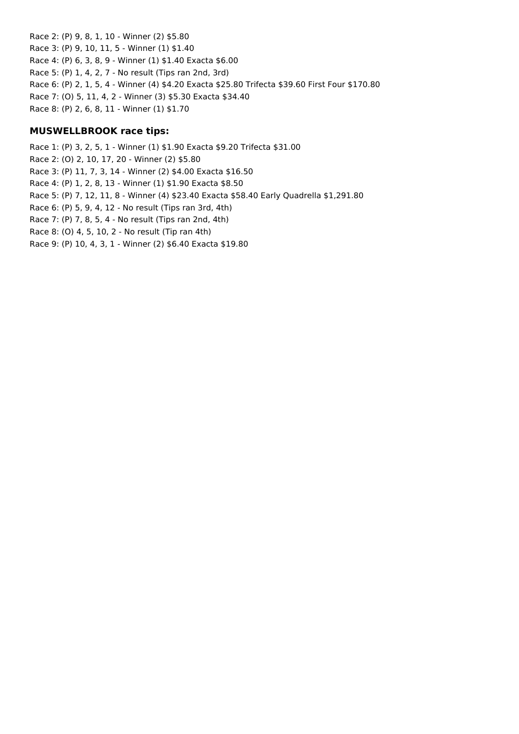Race 2: (P) 9, 8, 1, 10 - Winner (2) $5.80
Race 3: (P) 9, 10, 11, 5 - Winner (1) $1.40
Race 4: (P) 6, 3, 8, 9 - Winner (1) $1.40 Exacta $6.00
Race 5: (P) 1, 4, 2, 7 - No result (Tips ran 2nd, 3rd)
Race 6: (P) 2, 1, 5, 4 - Winner (4) $4.20 Exacta $25.80 Trifecta $39.60 First Four $170.80
Race 7: (O) 5, 11, 4, 2 - Winner (3) $5.30 Exacta $34.40
Race 8: (P) 2, 6, 8, 11 - Winner (1) $1.70

### MUSWELLBROOK race tips:

Race 1: (P) 3, 2, 5, 1 - Winner (1) $1.90 Exacta $9.20 Trifecta $31.00
Race 2: (O) 2, 10, 17, 20 - Winner (2) $5.80
Race 3: (P) 11, 7, 3, 14 - Winner (2) $4.00 Exacta $16.50
Race 4: (P) 1, 2, 8, 13 - Winner (1) $1.90 Exacta $8.50
Race 5: (P) 7, 12, 11, 8 - Winner (4) $23.40 Exacta $58.40 Early Quadrella $1,291.80
Race 6: (P) 5, 9, 4, 12 - No result (Tips ran 3rd, 4th)
Race 7: (P) 7, 8, 5, 4 - No result (Tips ran 2nd, 4th)
Race 8: (O) 4, 5, 10, 2 - No result (Tip ran 4th)
Race 9: (P) 10, 4, 3, 1 - Winner (2) $6.40 Exacta $19.80